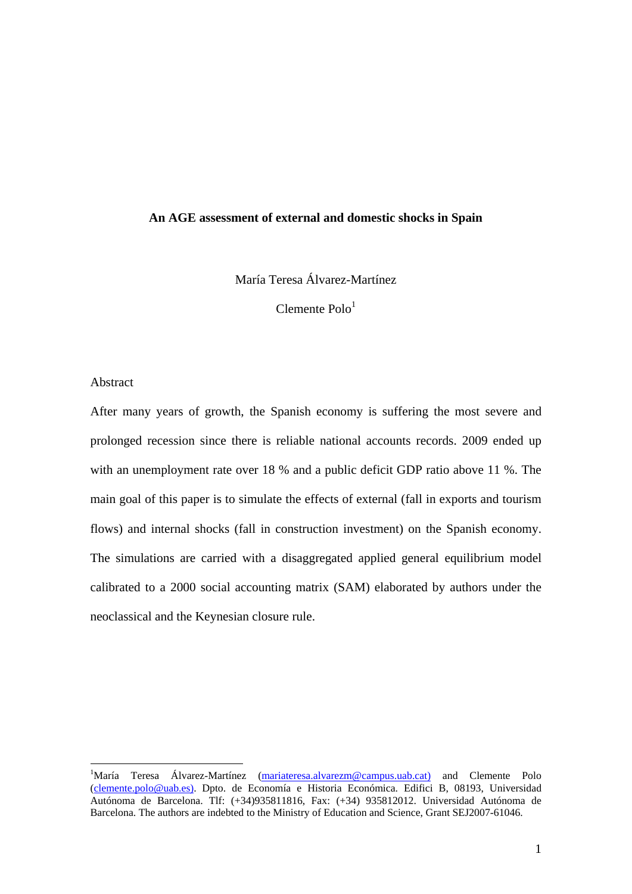**An AGE assessment of external and domestic shocks in Spain**

María Teresa Álvarez-Martínez

Clemente Polo[1]

Abstract

After many years of growth, the Spanish economy is suffering the most severe and prolonged recession since there is reliable national accounts records. 2009 ended up with an unemployment rate over 18 % and a public deficit GDP ratio above 11 %. The main goal of this paper is to simulate the effects of external (fall in exports and tourism flows) and internal shocks (fall in construction investment) on the Spanish economy. The simulations are carried with a disaggregated applied general equilibrium model calibrated to a 2000 social accounting matrix (SAM) elaborated by authors under the neoclassical and the Keynesian closure rule.

---

[1] María Teresa Álvarez-Martínez (mariateresa.alvarezm@campus.uab.cat) and Clemente Polo (clemente.polo@uab.es). Dpto. de Economía e Historia Económica. Edifici B, 08193, Universitad Autónoma de Barcelona. Tlf: (+34)935811816, Fax: (+34) 935812012. Universidad Autónoma de Barcelona. The authors are indebted to the Ministry of Education and Science, Grant SEJ2007-61046.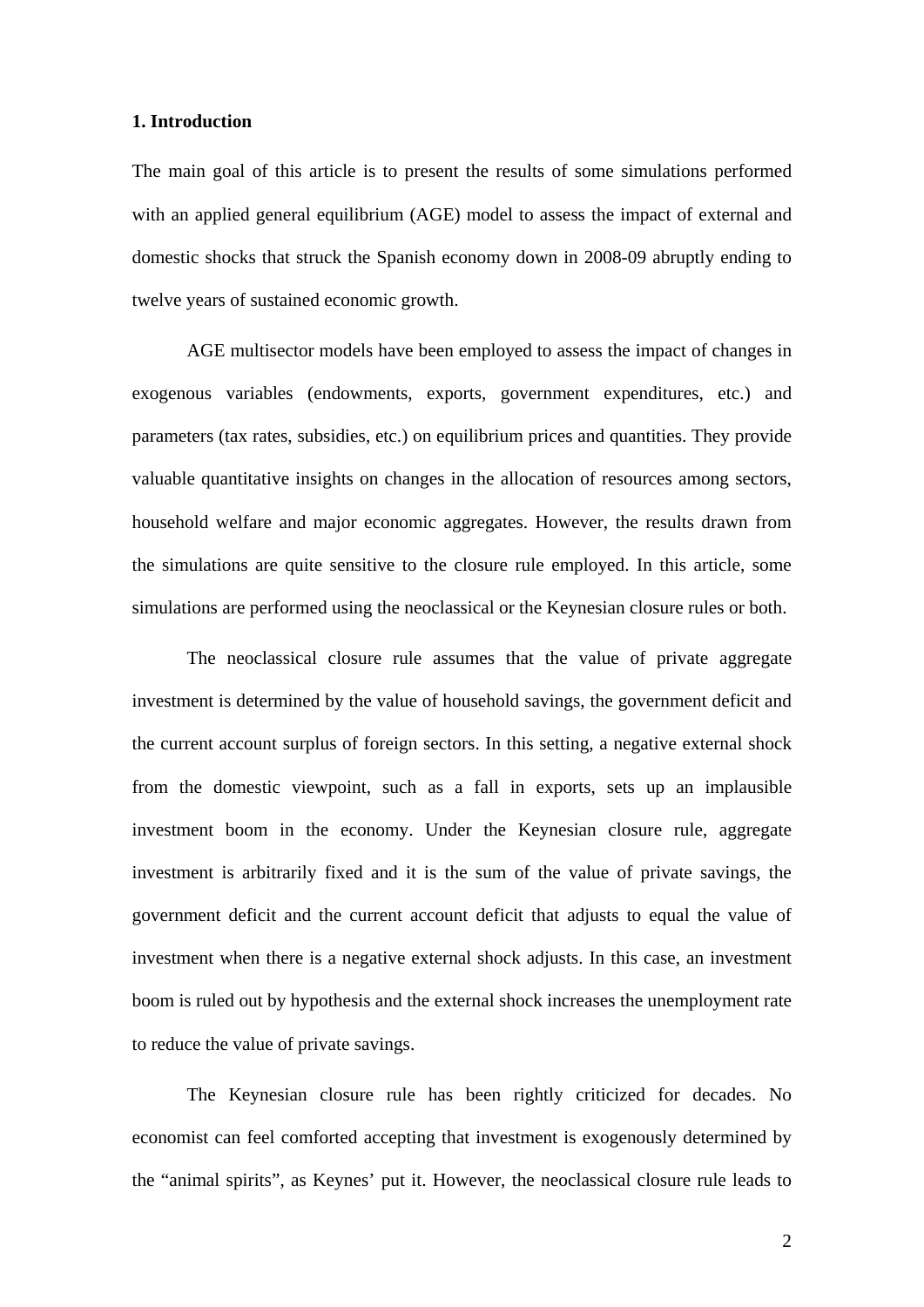## 1. Introduction

The main goal of this article is to present the results of some simulations performed with an applied general equilibrium (AGE) model to assess the impact of external and domestic shocks that struck the Spanish economy down in 2008-09 abruptly ending to twelve years of sustained economic growth.

AGE multisector models have been employed to assess the impact of changes in exogenous variables (endowments, exports, government expenditures, etc.) and parameters (tax rates, subsidies, etc.) on equilibrium prices and quantities. They provide valuable quantitative insights on changes in the allocation of resources among sectors, household welfare and major economic aggregates. However, the results drawn from the simulations are quite sensitive to the closure rule employed. In this article, some simulations are performed using the neoclassical or the Keynesian closure rules or both.

The neoclassical closure rule assumes that the value of private aggregate investment is determined by the value of household savings, the government deficit and the current account surplus of foreign sectors. In this setting, a negative external shock from the domestic viewpoint, such as a fall in exports, sets up an implausible investment boom in the economy. Under the Keynesian closure rule, aggregate investment is arbitrarily fixed and it is the sum of the value of private savings, the government deficit and the current account deficit that adjusts to equal the value of investment when there is a negative external shock adjusts. In this case, an investment boom is ruled out by hypothesis and the external shock increases the unemployment rate to reduce the value of private savings.

The Keynesian closure rule has been rightly criticized for decades. No economist can feel comforted accepting that investment is exogenously determined by the "animal spirits", as Keynes' put it. However, the neoclassical closure rule leads to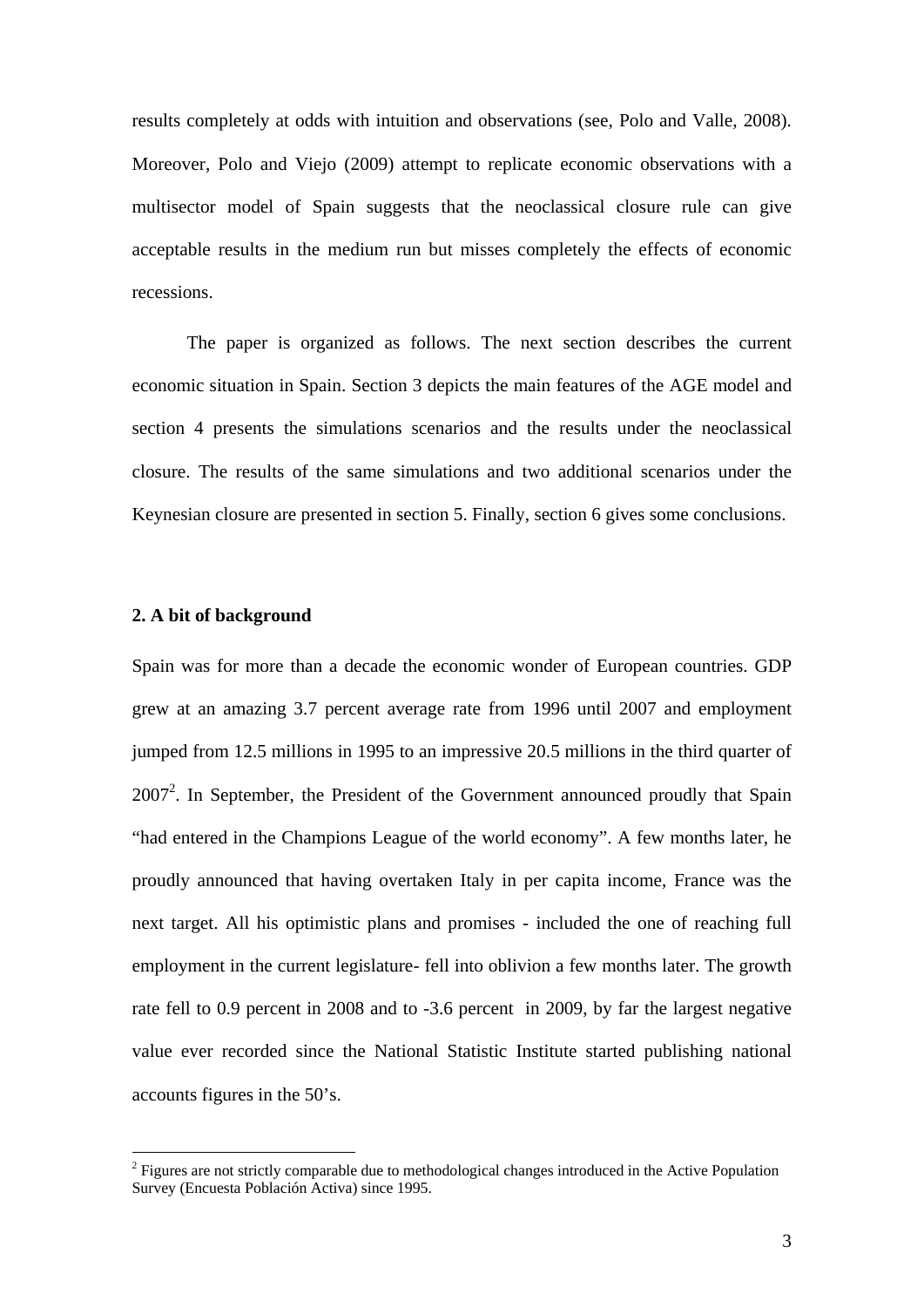results completely at odds with intuition and observations (see, Polo and Valle, 2008). Moreover, Polo and Viejo (2009) attempt to replicate economic observations with a multisector model of Spain suggests that the neoclassical closure rule can give acceptable results in the medium run but misses completely the effects of economic recessions.

The paper is organized as follows. The next section describes the current economic situation in Spain. Section 3 depicts the main features of the AGE model and section 4 presents the simulations scenarios and the results under the neoclassical closure. The results of the same simulations and two additional scenarios under the Keynesian closure are presented in section 5. Finally, section 6 gives some conclusions.

## 2. A bit of background

Spain was for more than a decade the economic wonder of European countries. GDP grew at an amazing 3.7 percent average rate from 1996 until 2007 and employment jumped from 12.5 millions in 1995 to an impressive 20.5 millions in the third quarter of 2007[2]. In September, the President of the Government announced proudly that Spain "had entered in the Champions League of the world economy". A few months later, he proudly announced that having overtaken Italy in per capita income, France was the next target. All his optimistic plans and promises - included the one of reaching full employment in the current legislature- fell into oblivion a few months later. The growth rate fell to 0.9 percent in 2008 and to -3.6 percent in 2009, by far the largest negative value ever recorded since the National Statistic Institute started publishing national accounts figures in the 50's.

[2] Figures are not strictly comparable due to methodological changes introduced in the Active Population Survey (Encuesta Población Activa) since 1995.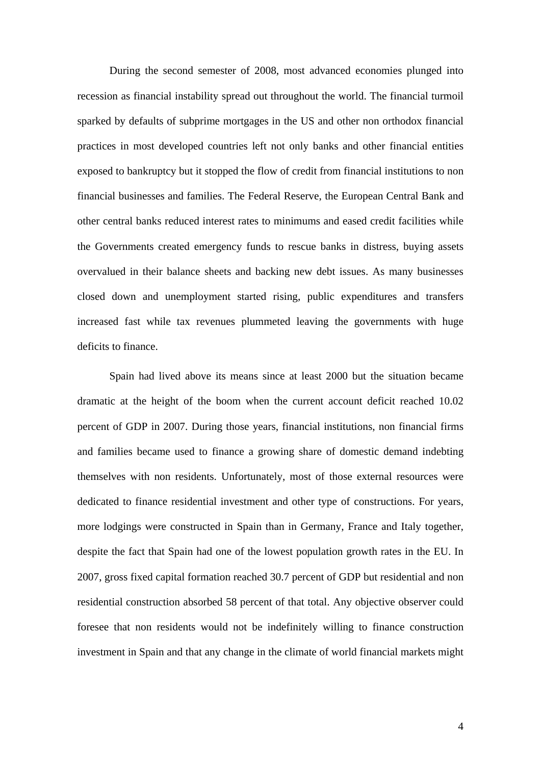During the second semester of 2008, most advanced economies plunged into recession as financial instability spread out throughout the world. The financial turmoil sparked by defaults of subprime mortgages in the US and other non orthodox financial practices in most developed countries left not only banks and other financial entities exposed to bankruptcy but it stopped the flow of credit from financial institutions to non financial businesses and families. The Federal Reserve, the European Central Bank and other central banks reduced interest rates to minimums and eased credit facilities while the Governments created emergency funds to rescue banks in distress, buying assets overvalued in their balance sheets and backing new debt issues. As many businesses closed down and unemployment started rising, public expenditures and transfers increased fast while tax revenues plummeted leaving the governments with huge deficits to finance.

Spain had lived above its means since at least 2000 but the situation became dramatic at the height of the boom when the current account deficit reached 10.02 percent of GDP in 2007. During those years, financial institutions, non financial firms and families became used to finance a growing share of domestic demand indebting themselves with non residents. Unfortunately, most of those external resources were dedicated to finance residential investment and other type of constructions. For years, more lodgings were constructed in Spain than in Germany, France and Italy together, despite the fact that Spain had one of the lowest population growth rates in the EU. In 2007, gross fixed capital formation reached 30.7 percent of GDP but residential and non residential construction absorbed 58 percent of that total. Any objective observer could foresee that non residents would not be indefinitely willing to finance construction investment in Spain and that any change in the climate of world financial markets might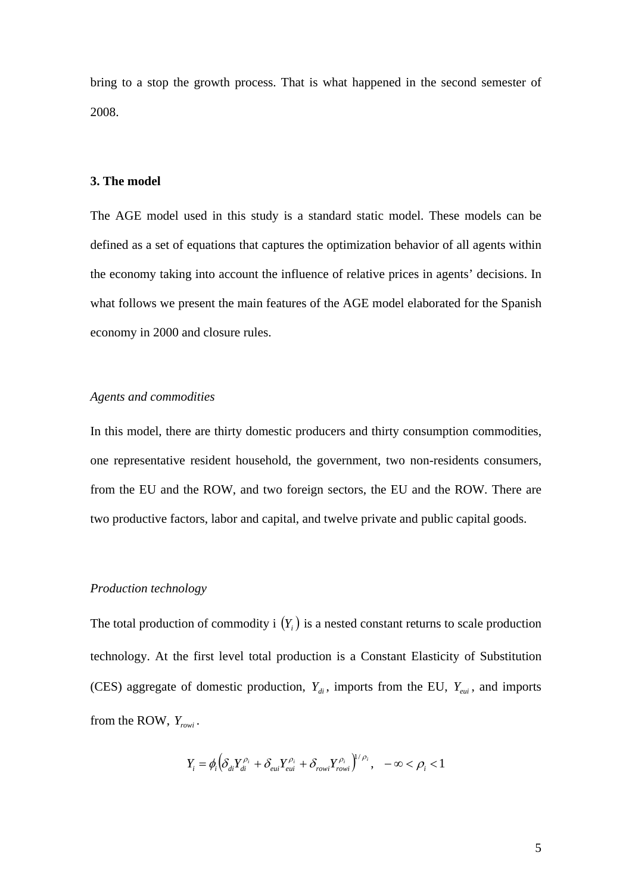bring to a stop the growth process. That is what happened in the second semester of 2008.

## 3. The model

The AGE model used in this study is a standard static model. These models can be defined as a set of equations that captures the optimization behavior of all agents within the economy taking into account the influence of relative prices in agents' decisions. In what follows we present the main features of the AGE model elaborated for the Spanish economy in 2000 and closure rules.

### *Agents and commodities*

In this model, there are thirty domestic producers and thirty consumption commodities, one representative resident household, the government, two non-residents consumers, from the EU and the ROW, and two foreign sectors, the EU and the ROW. There are two productive factors, labor and capital, and twelve private and public capital goods.

### *Production technology*

The total production of commodity i $(Y_i)$ is a nested constant returns to scale production technology. At the first level total production is a Constant Elasticity of Substitution (CES) aggregate of domestic production, $Y_{di}$, imports from the EU, $Y_{eui}$, and imports from the ROW, $Y_{rowi}$.

$$Y_i = \phi_i \left( \delta_{di} Y_{di}^{\rho_i} + \delta_{eui} Y_{eui}^{\rho_i} + \delta_{rowi} Y_{rowi}^{\rho_i} \right)^{1/\rho_i}, \quad -\infty < \rho_i < 1$$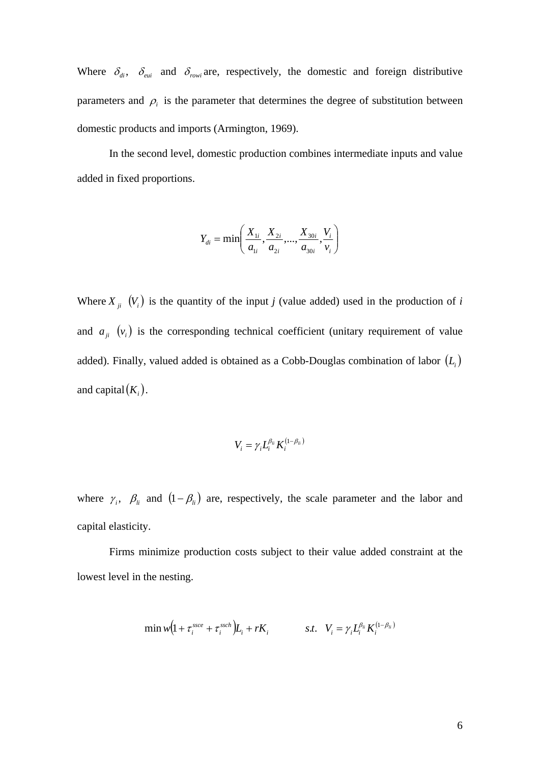Where $\delta_{di}$, $\delta_{eui}$ and $\delta_{rowi}$ are, respectively, the domestic and foreign distributive parameters and $\rho_i$ is the parameter that determines the degree of substitution between domestic products and imports (Armington, 1969).

In the second level, domestic production combines intermediate inputs and value added in fixed proportions.

$$Y_{di} = \min\left( \frac{X_{1i}}{a_{1i}}, \frac{X_{2i}}{a_{2i}}, ..., \frac{X_{30i}}{a_{30i}}, \frac{V_i}{v_i} \right)$$

Where $X_{ji}$ $(V_i)$ is the quantity of the input *j* (value added) used in the production of *i* and $a_{ji}$ $(v_i)$ is the corresponding technical coefficient (unitary requirement of value added). Finally, valued added is obtained as a Cobb-Douglas combination of labor $(L_i)$ and capital $(K_i)$.

$$V_i = \gamma_i L_i^{\beta_{li}} K_i^{(1-\beta_{li})}$$

where $\gamma_i$, $\beta_{li}$ and $(1-\beta_{li})$ are, respectively, the scale parameter and the labor and capital elasticity.

Firms minimize production costs subject to their value added constraint at the lowest level in the nesting.

$$\min w\left(1 + \tau_i^{ssce} + \tau_i^{ssch}\right)L_i + rK_i \qquad s.t. \quad V_i = \gamma_i L_i^{\beta_{li}} K_i^{(1-\beta_{li})}$$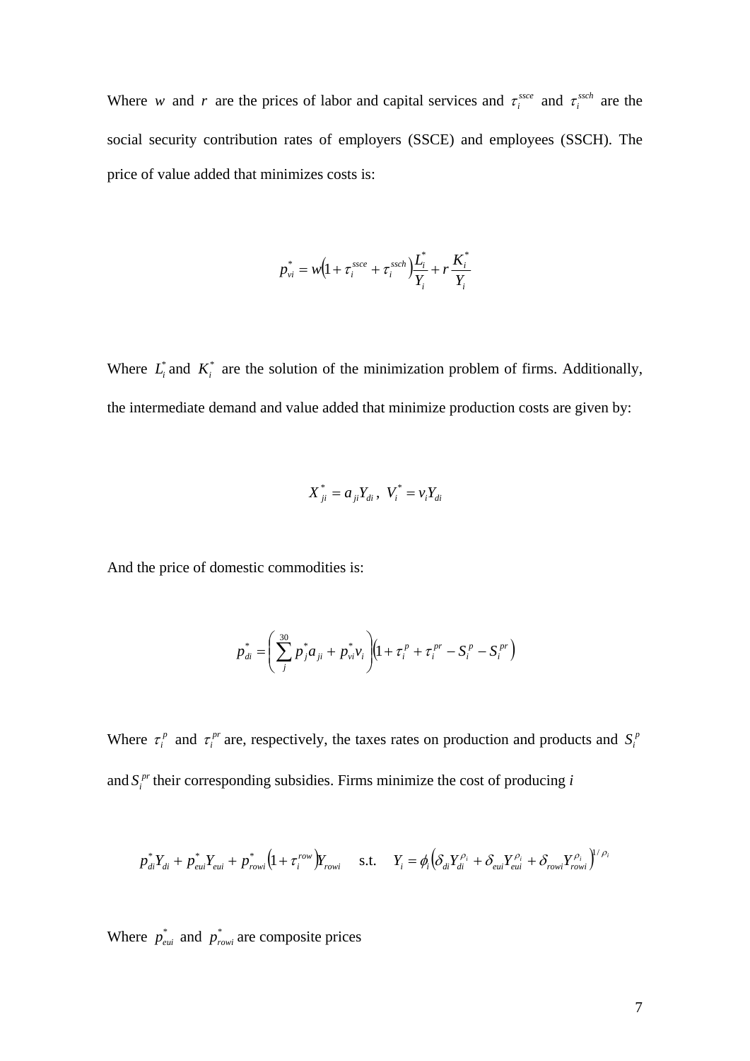Where $w$ and $r$ are the prices of labor and capital services and $\tau_i^{ssce}$ and $\tau_i^{ssch}$ are the social security contribution rates of employers (SSCE) and employees (SSCH). The price of value added that minimizes costs is:

$$p_{vi}^* = w\left(1 + \tau_i^{ssce} + \tau_i^{ssch}\right)\frac{L_i^*}{Y_i} + r\frac{K_i^*}{Y_i}$$

Where $L_i^*$ and $K_i^*$ are the solution of the minimization problem of firms. Additionally, the intermediate demand and value added that minimize production costs are given by:

$$X_{ji}^* = a_{ji}Y_{di}\,,\ \ V_i^* = v_i Y_{di}$$

And the price of domestic commodities is:

$$p_{di}^* = \left(\sum_{j}^{30} p_j^* a_{ji} + p_{vi}^* v_i\right)\left(1 + \tau_i^p + \tau_i^{pr} - S_i^p - S_i^{pr}\right)$$

Where $\tau_i^p$ and $\tau_i^{pr}$ are, respectively, the taxes rates on production and products and $S_i^p$ and $S_i^{pr}$ their corresponding subsidies. Firms minimize the cost of producing *i*

$$p_{di}^* Y_{di} + p_{eui}^* Y_{eui} + p_{rowi}^*\left(1 + \tau_i^{row}\right)Y_{rowi} \quad \text{ s.t. } \quad Y_i = \phi_i\left(\delta_{di}Y_{di}^{\rho_i} + \delta_{eui}Y_{eui}^{\rho_i} + \delta_{rowi}Y_{rowi}^{\rho_i}\right)^{1/\rho_i}$$

Where $p_{eui}^*$ and $p_{rowi}^*$ are composite prices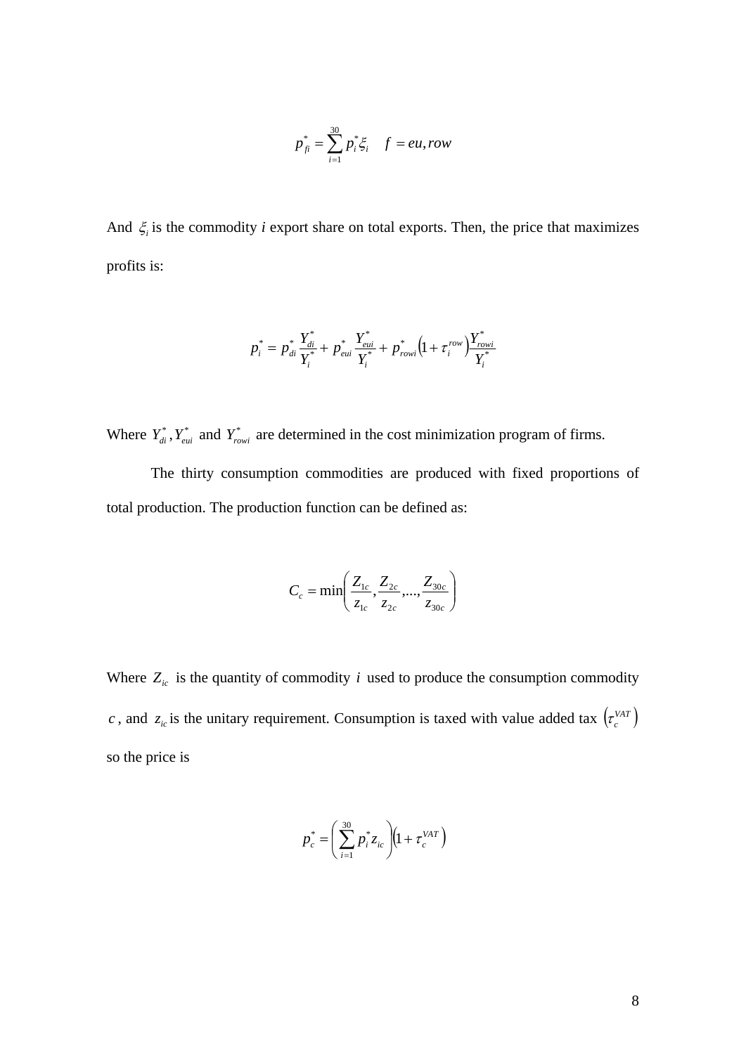$$p_{fi}^{*} = \sum_{i=1}^{30} p_{i}^{*} \xi_{i} \quad f = eu, row$$

And $\xi_i$ is the commodity *i* export share on total exports. Then, the price that maximizes profits is:

$$p_{i}^{*} = p_{di}^{*} \frac{Y_{di}^{*}}{Y_{i}^{*}} + p_{eui}^{*} \frac{Y_{eui}^{*}}{Y_{i}^{*}} + p_{rowi}^{*} \left(1 + \tau_{i}^{row}\right) \frac{Y_{rowi}^{*}}{Y_{i}^{*}}$$

Where $Y_{di}^{*}, Y_{eui}^{*}$ and $Y_{rowi}^{*}$ are determined in the cost minimization program of firms.

The thirty consumption commodities are produced with fixed proportions of total production. The production function can be defined as:

$$C_{c} = \min\left(\frac{Z_{1c}}{z_{1c}}, \frac{Z_{2c}}{z_{2c}}, \ldots, \frac{Z_{30c}}{z_{30c}}\right)$$

Where $Z_{ic}$ is the quantity of commodity $i$ used to produce the consumption commodity $c$, and $z_{ic}$ is the unitary requirement. Consumption is taxed with value added tax $\left(\tau_{c}^{VAT}\right)$ so the price is

$$p_{c}^{*} = \left(\sum_{i=1}^{30} p_{i}^{*} z_{ic}\right)\left(1 + \tau_{c}^{VAT}\right)$$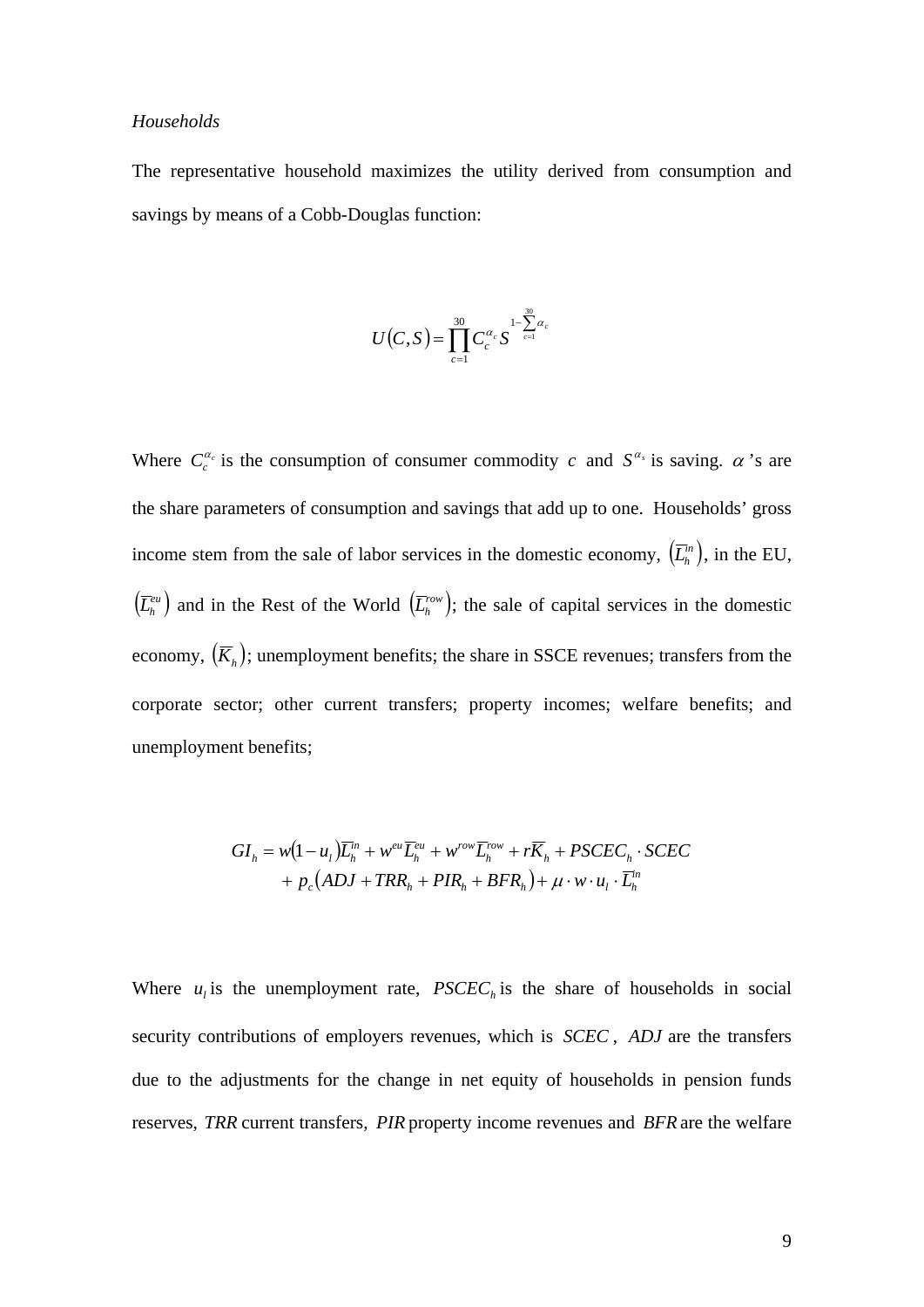*Households*

The representative household maximizes the utility derived from consumption and savings by means of a Cobb-Douglas function:

$$U(C,S) = \prod_{c=1}^{30} C_c^{\alpha_c} S^{1-\sum_{c=1}^{30}\alpha_c}$$

Where $C_c^{\alpha_c}$ is the consumption of consumer commodity $c$ and $S^{\alpha_s}$ is saving. $\alpha$'s are the share parameters of consumption and savings that add up to one. Households' gross income stem from the sale of labor services in the domestic economy, $\left(\overline{L}_h^{in}\right)$, in the EU, $\left(\overline{L}_h^{eu}\right)$ and in the Rest of the World $\left(\overline{L}_h^{row}\right)$; the sale of capital services in the domestic economy, $\left(\overline{K}_h\right)$; unemployment benefits; the share in SSCE revenues; transfers from the corporate sector; other current transfers; property incomes; welfare benefits; and unemployment benefits;

$$\begin{aligned} GI_h = {} & w(1-u_l)\overline{L}_h^{in} + w^{eu}\overline{L}_h^{eu} + w^{row}\overline{L}_h^{row} + r\overline{K}_h + PSCEC_h \cdot SCEC \\ & + p_c\left(ADJ + TRR_h + PIR_h + BFR_h\right) + \mu \cdot w \cdot u_l \cdot \overline{L}_h^{in} \end{aligned}$$

Where $u_l$ is the unemployment rate, $PSCEC_h$ is the share of households in social security contributions of employers revenues, which is $SCEC$, $ADJ$ are the transfers due to the adjustments for the change in net equity of households in pension funds reserves, $TRR$ current transfers, $PIR$ property income revenues and $BFR$ are the welfare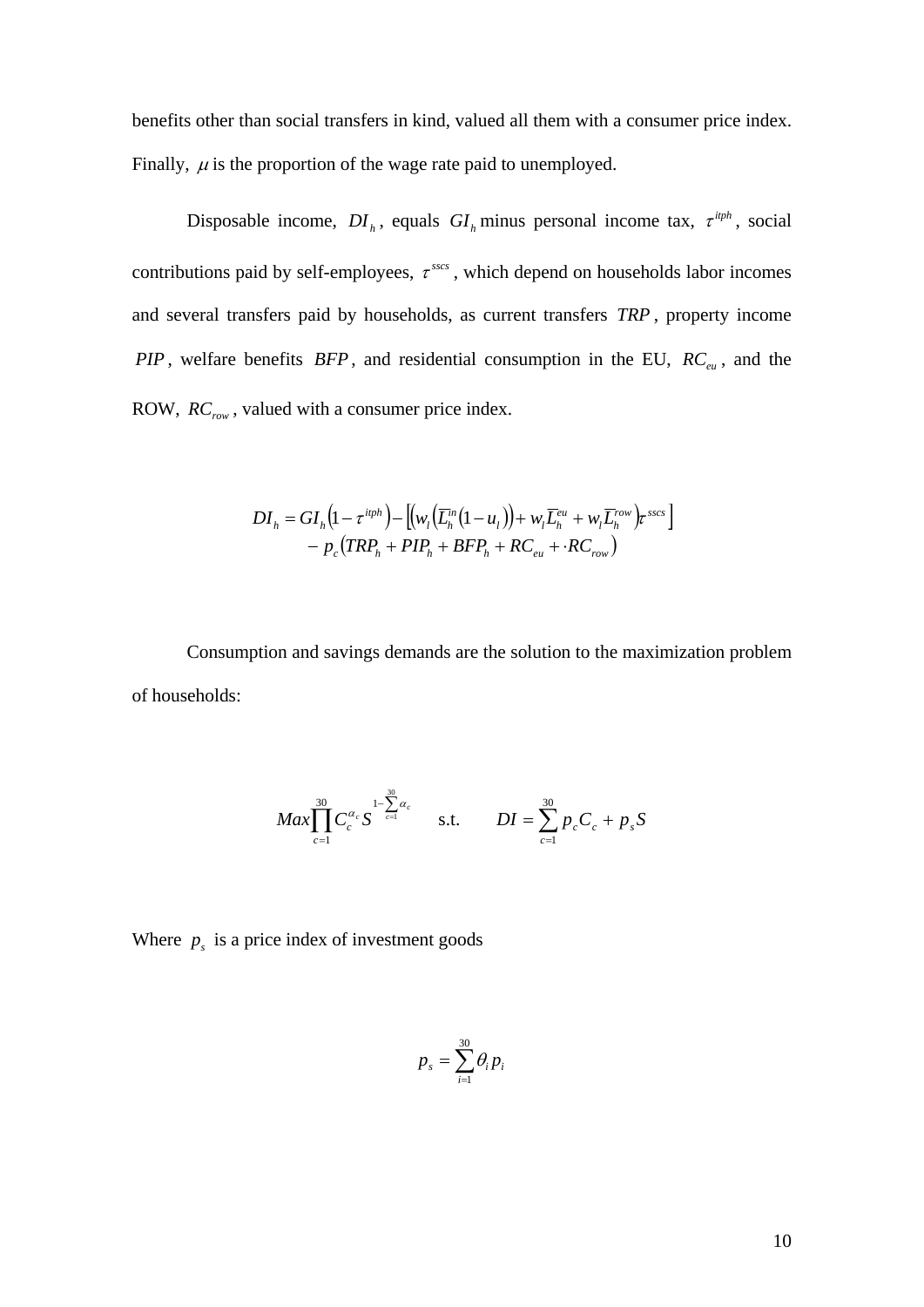benefits other than social transfers in kind, valued all them with a consumer price index. Finally, $\mu$ is the proportion of the wage rate paid to unemployed.

Disposable income, $DI_h$, equals $GI_h$ minus personal income tax, $\tau^{itph}$, social contributions paid by self-employees, $\tau^{sscs}$, which depend on households labor incomes and several transfers paid by households, as current transfers $TRP$, property income $PIP$, welfare benefits $BFP$, and residential consumption in the EU, $RC_{eu}$, and the ROW, $RC_{row}$, valued with a consumer price index.

$$
\begin{aligned}
DI_h = GI_h\left(1-\tau^{itph}\right) - \left[\left(w_l\left(\overline{L}_h^{in}\left(1-u_l\right)\right) + w_l\overline{L}_h^{eu} + w_l\overline{L}_h^{row}\right)\tau^{sscs}\right] \\
- p_c\left(TRP_h + PIP_h + BFP_h + RC_{eu} + \cdot RC_{row}\right)
\end{aligned}
$$

Consumption and savings demands are the solution to the maximization problem of households:

$$
Max \prod_{c=1}^{30} C_c^{\alpha_c} S^{1-\sum_{c=1}^{30}\alpha_c} \qquad \text{s.t.} \qquad DI = \sum_{c=1}^{30} p_c C_c + p_s S
$$

Where $p_s$ is a price index of investment goods

$$
p_s = \sum_{i=1}^{30} \theta_i p_i
$$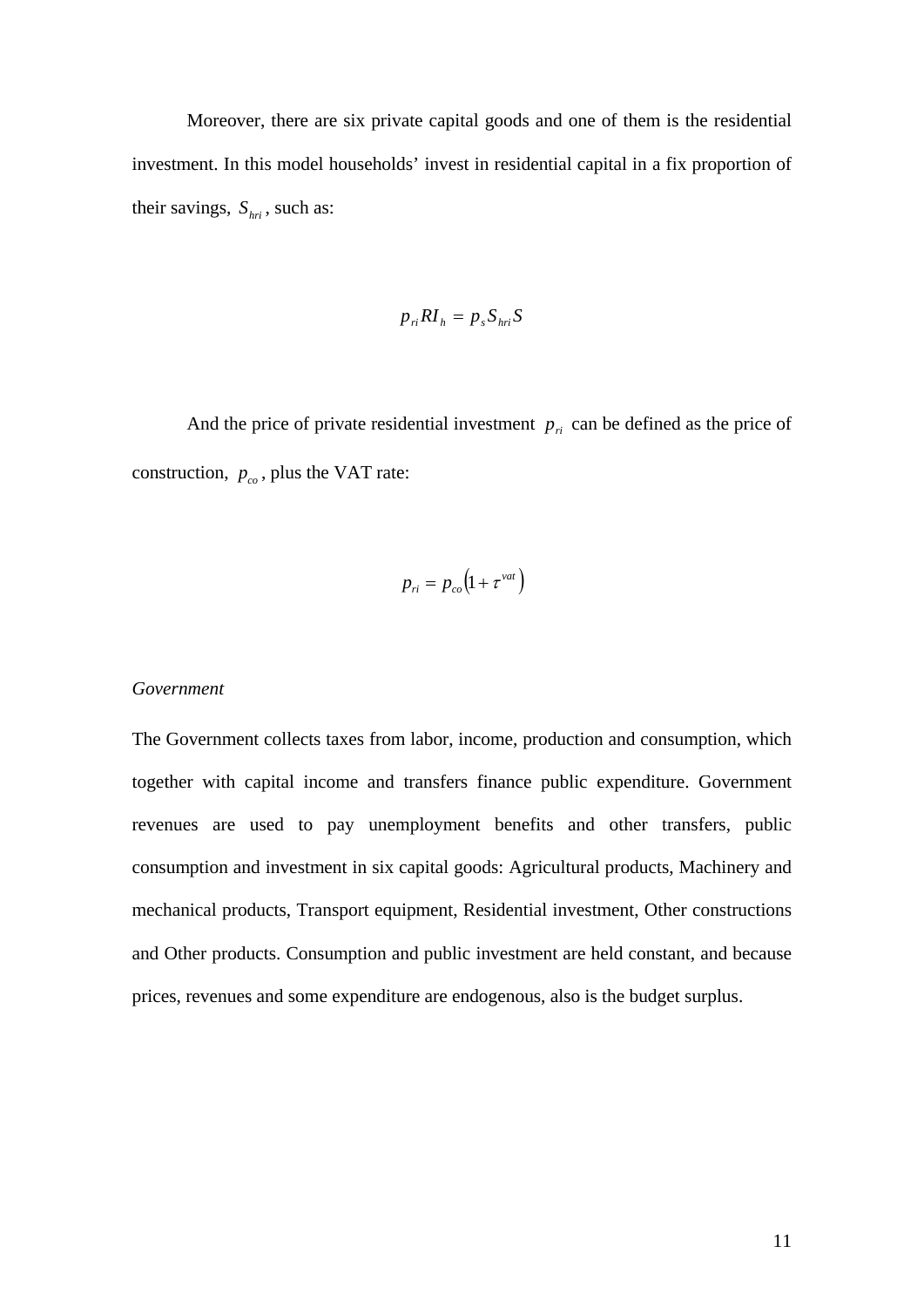Moreover, there are six private capital goods and one of them is the residential investment. In this model households' invest in residential capital in a fix proportion of their savings, $S_{hri}$, such as:

$$p_{ri} RI_h = p_s S_{hri} S$$

And the price of private residential investment $p_{ri}$ can be defined as the price of construction, $p_{co}$, plus the VAT rate:

$$p_{ri} = p_{co}\left(1 + \tau^{vat}\right)$$

*Government*

The Government collects taxes from labor, income, production and consumption, which together with capital income and transfers finance public expenditure. Government revenues are used to pay unemployment benefits and other transfers, public consumption and investment in six capital goods: Agricultural products, Machinery and mechanical products, Transport equipment, Residential investment, Other constructions and Other products. Consumption and public investment are held constant, and because prices, revenues and some expenditure are endogenous, also is the budget surplus.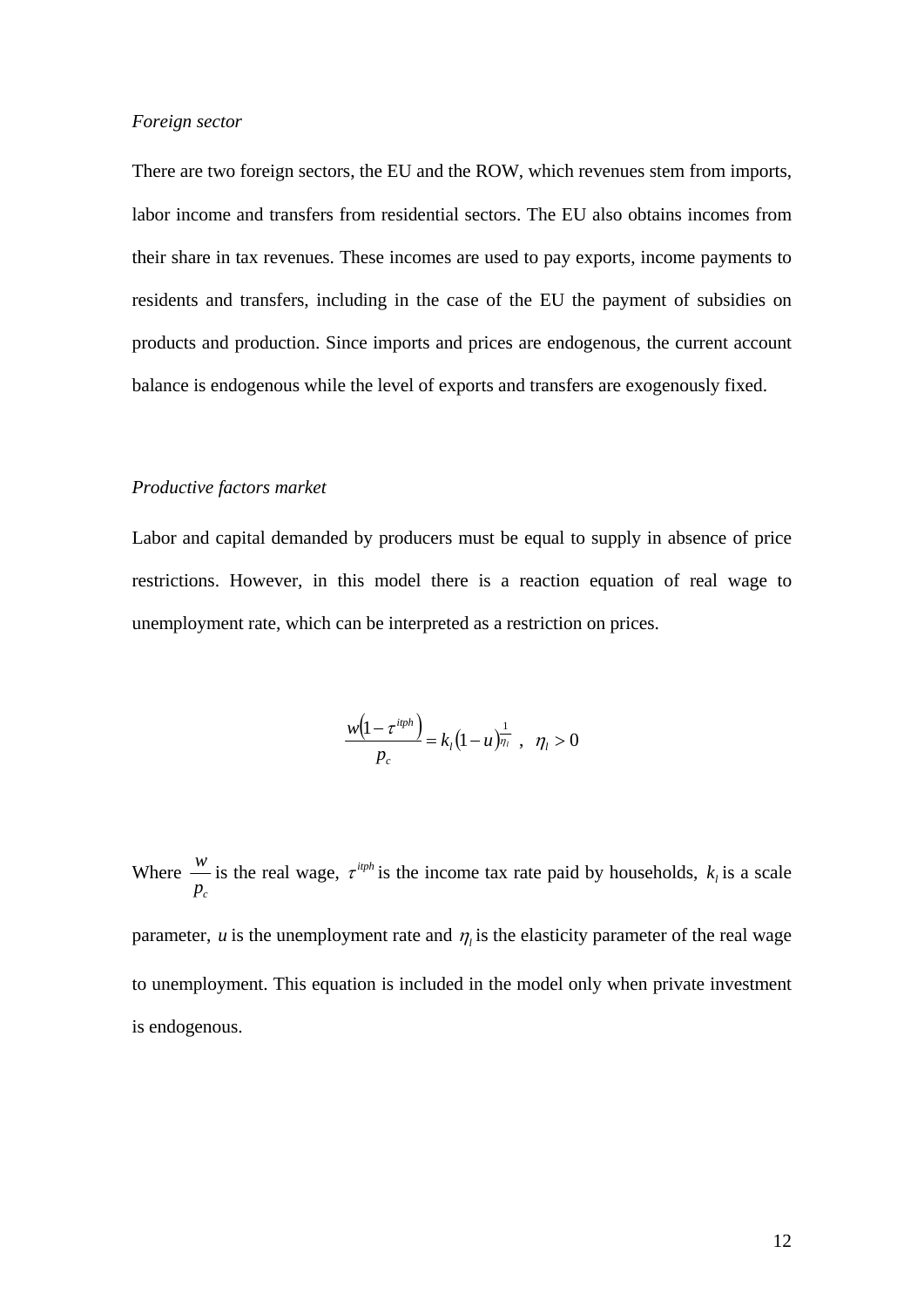*Foreign sector*

There are two foreign sectors, the EU and the ROW, which revenues stem from imports, labor income and transfers from residential sectors. The EU also obtains incomes from their share in tax revenues. These incomes are used to pay exports, income payments to residents and transfers, including in the case of the EU the payment of subsidies on products and production. Since imports and prices are endogenous, the current account balance is endogenous while the level of exports and transfers are exogenously fixed.

*Productive factors market*

Labor and capital demanded by producers must be equal to supply in absence of price restrictions. However, in this model there is a reaction equation of real wage to unemployment rate, which can be interpreted as a restriction on prices.

$$\frac{w\left(1-\tau^{itph}\right)}{p_c} = k_l\left(1-u\right)^{\frac{1}{\eta_l}} \ , \ \ \eta_l > 0$$

Where $\frac{w}{p_c}$ is the real wage, $\tau^{itph}$ is the income tax rate paid by households, $k_l$ is a scale parameter, $u$ is the unemployment rate and $\eta_l$ is the elasticity parameter of the real wage to unemployment. This equation is included in the model only when private investment is endogenous.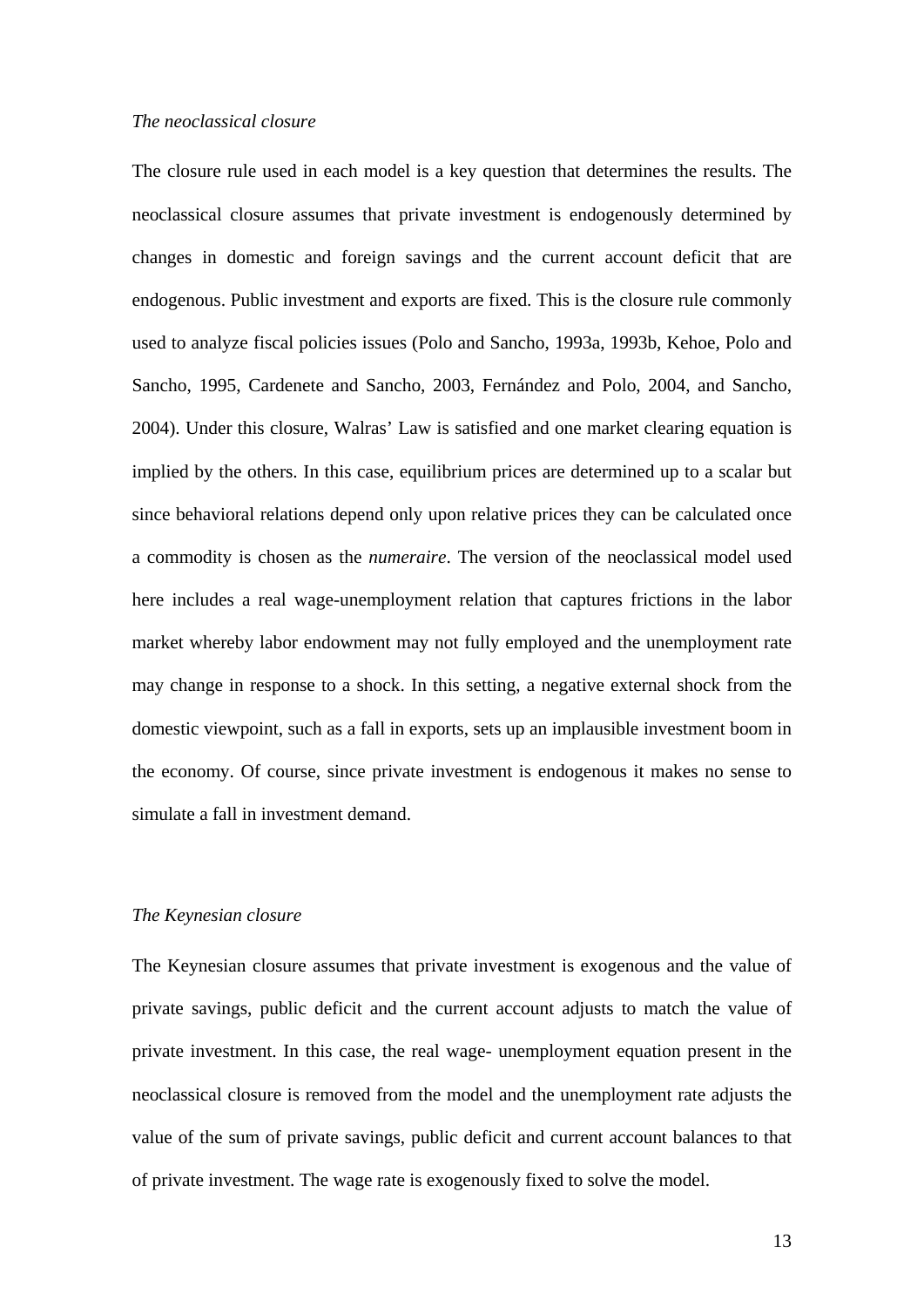*The neoclassical closure*

The closure rule used in each model is a key question that determines the results. The neoclassical closure assumes that private investment is endogenously determined by changes in domestic and foreign savings and the current account deficit that are endogenous. Public investment and exports are fixed. This is the closure rule commonly used to analyze fiscal policies issues (Polo and Sancho, 1993a, 1993b, Kehoe, Polo and Sancho, 1995, Cardenete and Sancho, 2003, Fernández and Polo, 2004, and Sancho, 2004). Under this closure, Walras' Law is satisfied and one market clearing equation is implied by the others. In this case, equilibrium prices are determined up to a scalar but since behavioral relations depend only upon relative prices they can be calculated once a commodity is chosen as the *numeraire*. The version of the neoclassical model used here includes a real wage-unemployment relation that captures frictions in the labor market whereby labor endowment may not fully employed and the unemployment rate may change in response to a shock. In this setting, a negative external shock from the domestic viewpoint, such as a fall in exports, sets up an implausible investment boom in the economy. Of course, since private investment is endogenous it makes no sense to simulate a fall in investment demand.

*The Keynesian closure*

The Keynesian closure assumes that private investment is exogenous and the value of private savings, public deficit and the current account adjusts to match the value of private investment. In this case, the real wage- unemployment equation present in the neoclassical closure is removed from the model and the unemployment rate adjusts the value of the sum of private savings, public deficit and current account balances to that of private investment. The wage rate is exogenously fixed to solve the model.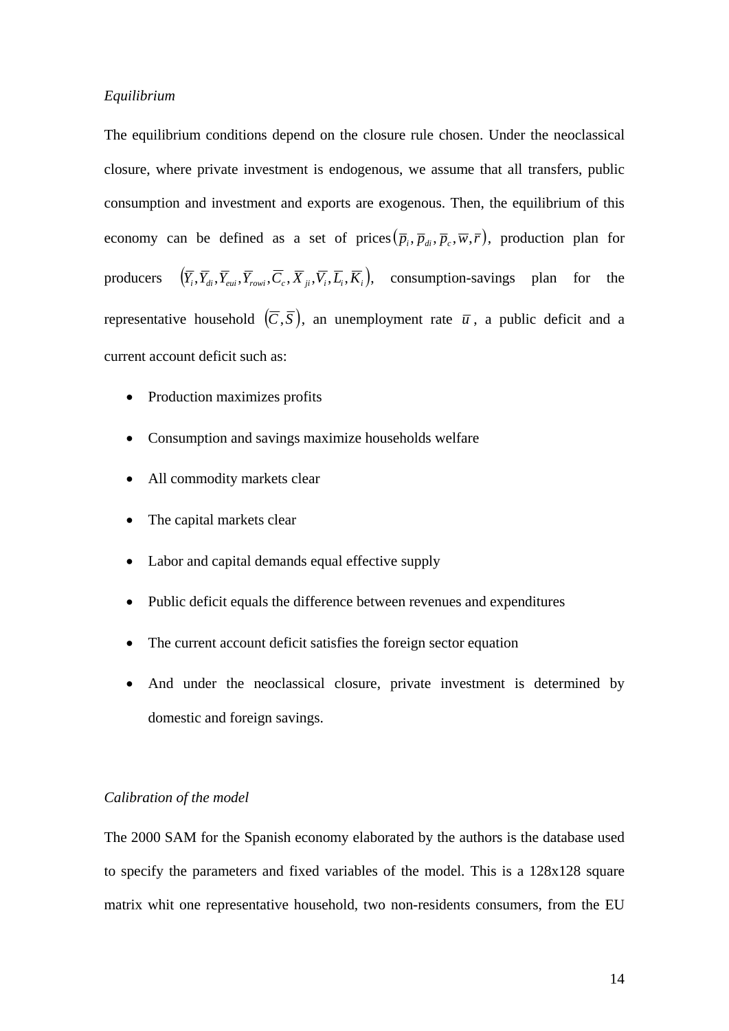*Equilibrium*

The equilibrium conditions depend on the closure rule chosen. Under the neoclassical closure, where private investment is endogenous, we assume that all transfers, public consumption and investment and exports are exogenous. Then, the equilibrium of this economy can be defined as a set of prices $\left(\overline{p}_i, \overline{p}_{di}, \overline{p}_c, \overline{w}, \overline{r}\right)$, production plan for producers $\left(\overline{Y}_i, \overline{Y}_{di}, \overline{Y}_{eui}, \overline{Y}_{rowi}, \overline{C}_c, \overline{X}_{ji}, \overline{V}_i, \overline{L}_i, \overline{K}_i\right)$, consumption-savings plan for the representative household $\left(\overline{C}, \overline{S}\right)$, an unemployment rate $\overline{u}$, a public deficit and a current account deficit such as:

- Production maximizes profits
- Consumption and savings maximize households welfare
- All commodity markets clear
- The capital markets clear
- Labor and capital demands equal effective supply
- Public deficit equals the difference between revenues and expenditures
- The current account deficit satisfies the foreign sector equation
- And under the neoclassical closure, private investment is determined by domestic and foreign savings.

*Calibration of the model*

The 2000 SAM for the Spanish economy elaborated by the authors is the database used to specify the parameters and fixed variables of the model. This is a 128x128 square matrix whit one representative household, two non-residents consumers, from the EU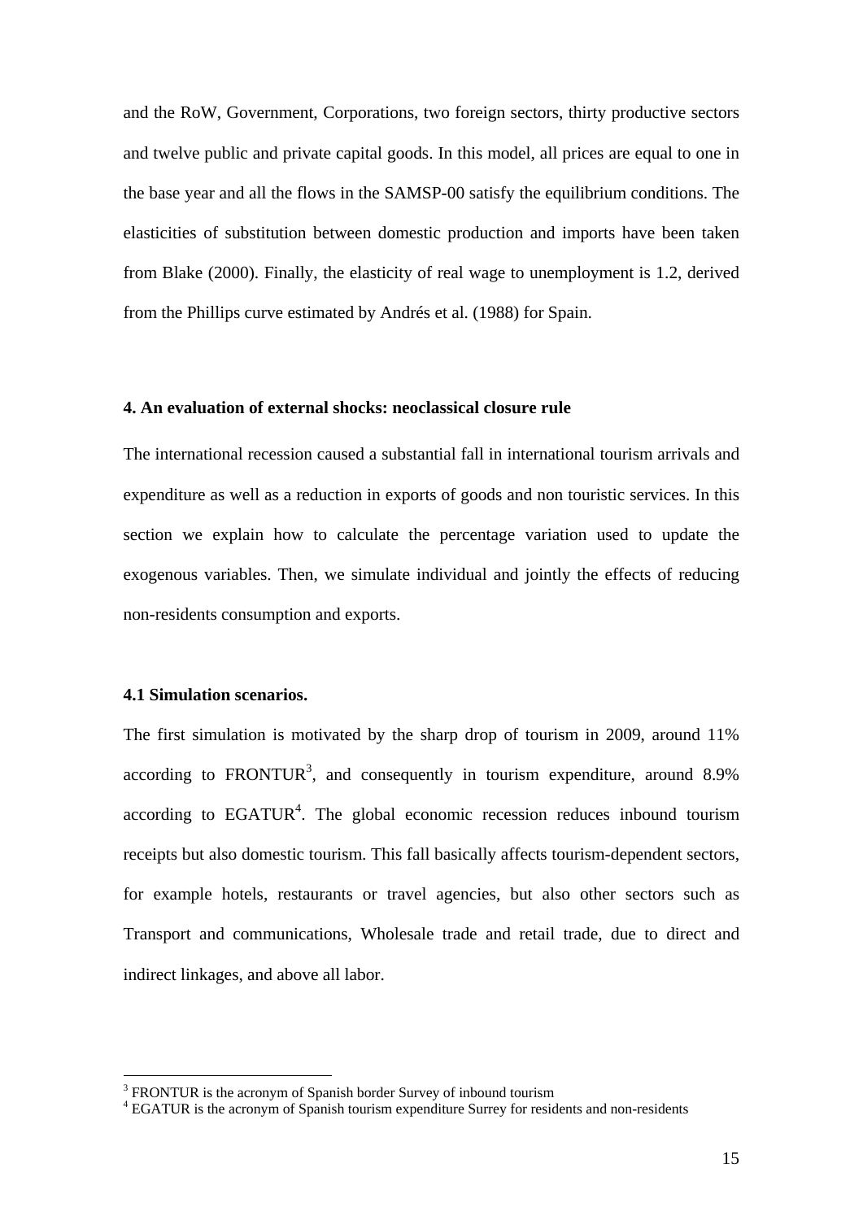and the RoW, Government, Corporations, two foreign sectors, thirty productive sectors and twelve public and private capital goods. In this model, all prices are equal to one in the base year and all the flows in the SAMSP-00 satisfy the equilibrium conditions. The elasticities of substitution between domestic production and imports have been taken from Blake (2000). Finally, the elasticity of real wage to unemployment is 1.2, derived from the Phillips curve estimated by Andrés et al. (1988) for Spain.

## 4. An evaluation of external shocks: neoclassical closure rule

The international recession caused a substantial fall in international tourism arrivals and expenditure as well as a reduction in exports of goods and non touristic services. In this section we explain how to calculate the percentage variation used to update the exogenous variables. Then, we simulate individual and jointly the effects of reducing non-residents consumption and exports.

### 4.1 Simulation scenarios.

The first simulation is motivated by the sharp drop of tourism in 2009, around 11% according to FRONTUR[3], and consequently in tourism expenditure, around 8.9% according to EGATUR[4]. The global economic recession reduces inbound tourism receipts but also domestic tourism. This fall basically affects tourism-dependent sectors, for example hotels, restaurants or travel agencies, but also other sectors such as Transport and communications, Wholesale trade and retail trade, due to direct and indirect linkages, and above all labor.

[3] FRONTUR is the acronym of Spanish border Survey of inbound tourism

[4] EGATUR is the acronym of Spanish tourism expenditure Surrey for residents and non-residents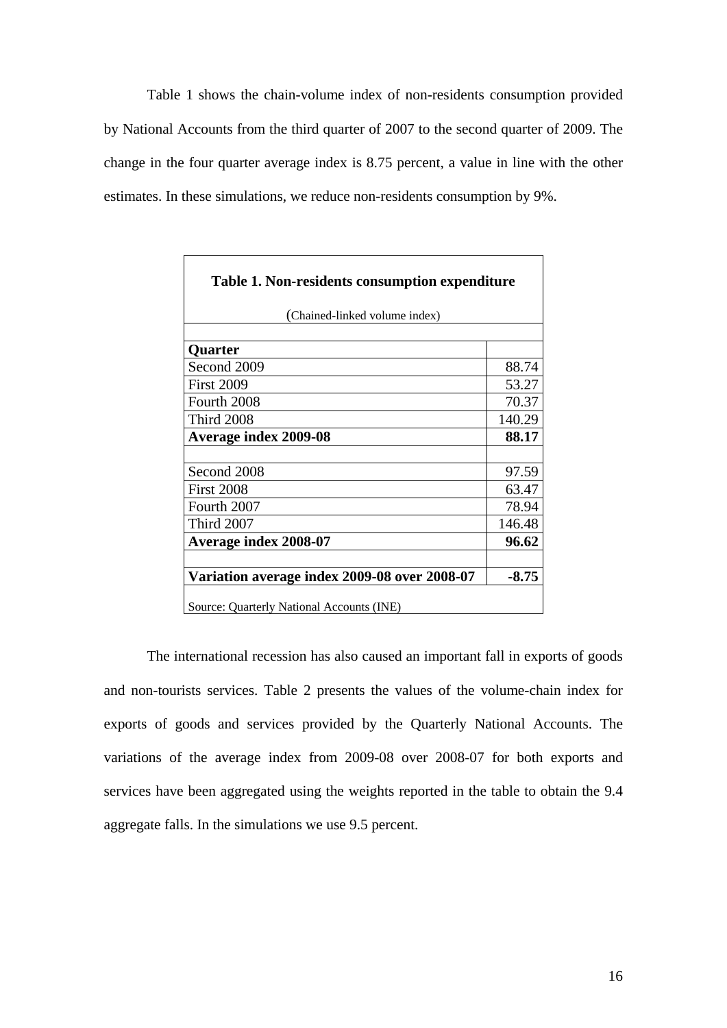Table 1 shows the chain-volume index of non-residents consumption provided by National Accounts from the third quarter of 2007 to the second quarter of 2009. The change in the four quarter average index is 8.75 percent, a value in line with the other estimates. In these simulations, we reduce non-residents consumption by 9%.

**Table 1. Non-residents consumption expenditure**

(Chained-linked volume index)

| **Quarter** | |
|---|---|
| Second 2009 | 88.74 |
| First 2009 | 53.27 |
| Fourth 2008 | 70.37 |
| Third 2008 | 140.29 |
| **Average index 2009-08** | **88.17** |
| | |
| Second 2008 | 97.59 |
| First 2008 | 63.47 |
| Fourth 2007 | 78.94 |
| Third 2007 | 146.48 |
| **Average index 2008-07** | **96.62** |
| | |
| **Variation average index 2009-08 over 2008-07** | **-8.75** |

Source: Quarterly National Accounts (INE)

The international recession has also caused an important fall in exports of goods and non-tourists services. Table 2 presents the values of the volume-chain index for exports of goods and services provided by the Quarterly National Accounts. The variations of the average index from 2009-08 over 2008-07 for both exports and services have been aggregated using the weights reported in the table to obtain the 9.4 aggregate falls. In the simulations we use 9.5 percent.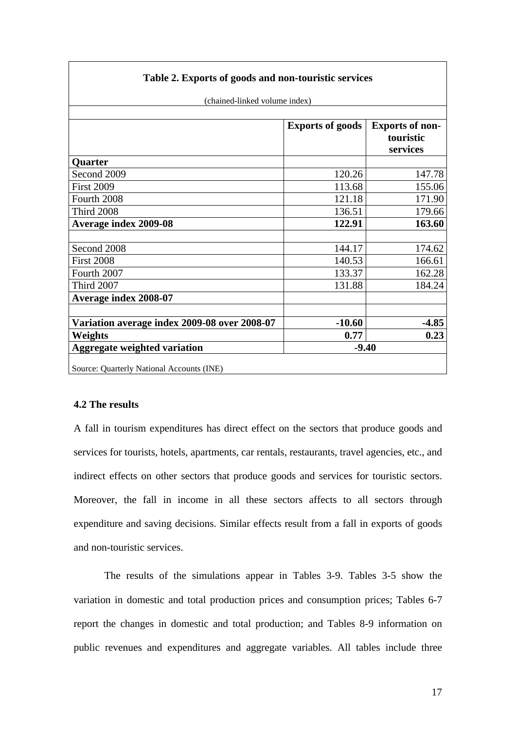**Table 2. Exports of goods and non-touristic services**

(chained-linked volume index)

| | Exports of goods | Exports of non-touristic services |
|---|---|---|
| **Quarter** | | |
| Second 2009 | 120.26 | 147.78 |
| First 2009 | 113.68 | 155.06 |
| Fourth 2008 | 121.18 | 171.90 |
| Third 2008 | 136.51 | 179.66 |
| **Average index 2009-08** | **122.91** | **163.60** |
| | | |
| Second 2008 | 144.17 | 174.62 |
| First 2008 | 140.53 | 166.61 |
| Fourth 2007 | 133.37 | 162.28 |
| Third 2007 | 131.88 | 184.24 |
| **Average index 2008-07** | | |
| | | |
| **Variation average index 2009-08 over 2008-07** | **-10.60** | **-4.85** |
| **Weights** | **0.77** | **0.23** |
| **Aggregate weighted variation** | **-9.40** | |

Source: Quarterly National Accounts (INE)

### 4.2 The results

A fall in tourism expenditures has direct effect on the sectors that produce goods and services for tourists, hotels, apartments, car rentals, restaurants, travel agencies, etc., and indirect effects on other sectors that produce goods and services for touristic sectors. Moreover, the fall in income in all these sectors affects to all sectors through expenditure and saving decisions. Similar effects result from a fall in exports of goods and non-touristic services.

The results of the simulations appear in Tables 3-9. Tables 3-5 show the variation in domestic and total production prices and consumption prices; Tables 6-7 report the changes in domestic and total production; and Tables 8-9 information on public revenues and expenditures and aggregate variables. All tables include three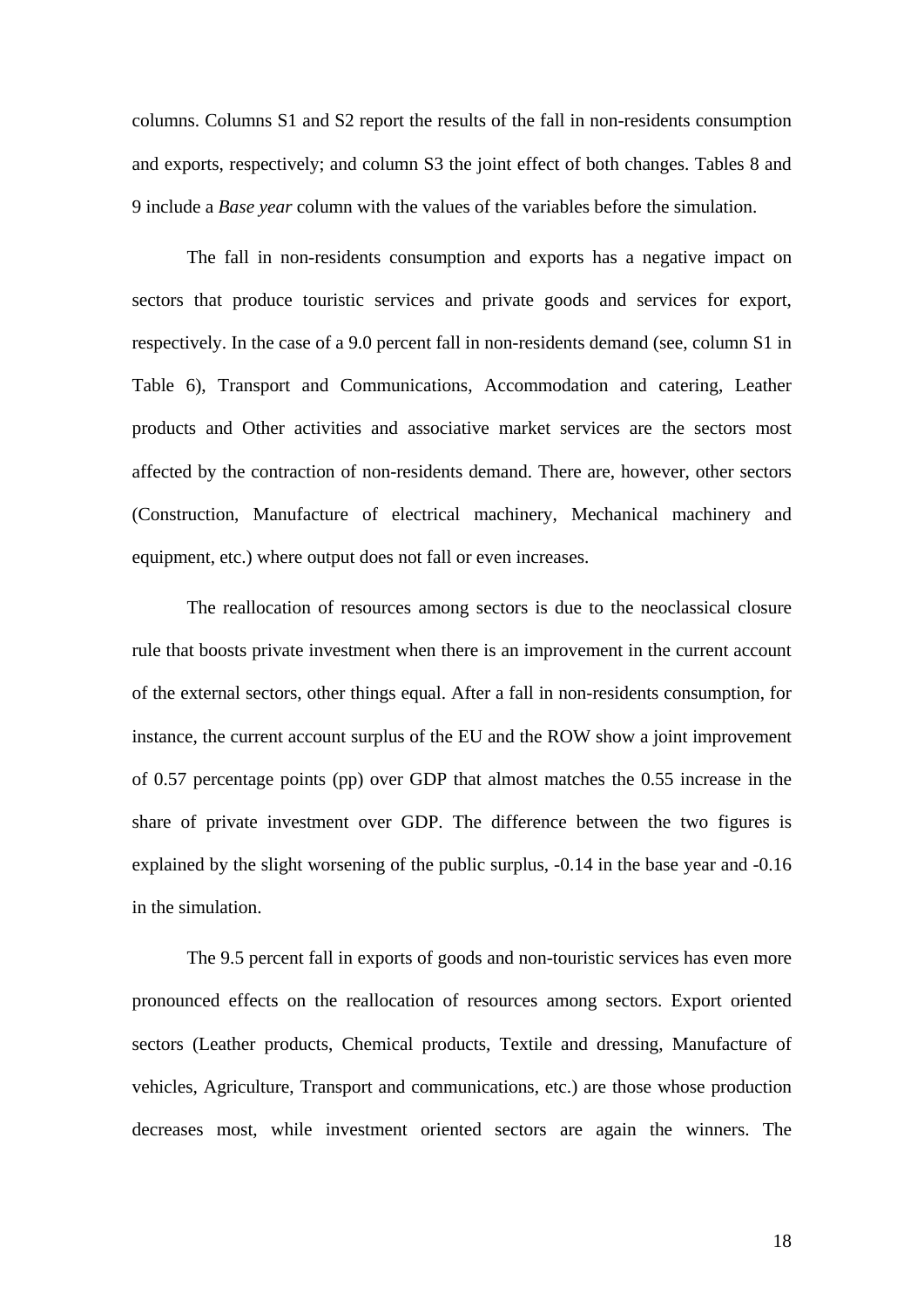columns. Columns S1 and S2 report the results of the fall in non-residents consumption and exports, respectively; and column S3 the joint effect of both changes. Tables 8 and 9 include a *Base year* column with the values of the variables before the simulation.

The fall in non-residents consumption and exports has a negative impact on sectors that produce touristic services and private goods and services for export, respectively. In the case of a 9.0 percent fall in non-residents demand (see, column S1 in Table 6), Transport and Communications, Accommodation and catering, Leather products and Other activities and associative market services are the sectors most affected by the contraction of non-residents demand. There are, however, other sectors (Construction, Manufacture of electrical machinery, Mechanical machinery and equipment, etc.) where output does not fall or even increases.

The reallocation of resources among sectors is due to the neoclassical closure rule that boosts private investment when there is an improvement in the current account of the external sectors, other things equal. After a fall in non-residents consumption, for instance, the current account surplus of the EU and the ROW show a joint improvement of 0.57 percentage points (pp) over GDP that almost matches the 0.55 increase in the share of private investment over GDP. The difference between the two figures is explained by the slight worsening of the public surplus, -0.14 in the base year and -0.16 in the simulation.

The 9.5 percent fall in exports of goods and non-touristic services has even more pronounced effects on the reallocation of resources among sectors. Export oriented sectors (Leather products, Chemical products, Textile and dressing, Manufacture of vehicles, Agriculture, Transport and communications, etc.) are those whose production decreases most, while investment oriented sectors are again the winners. The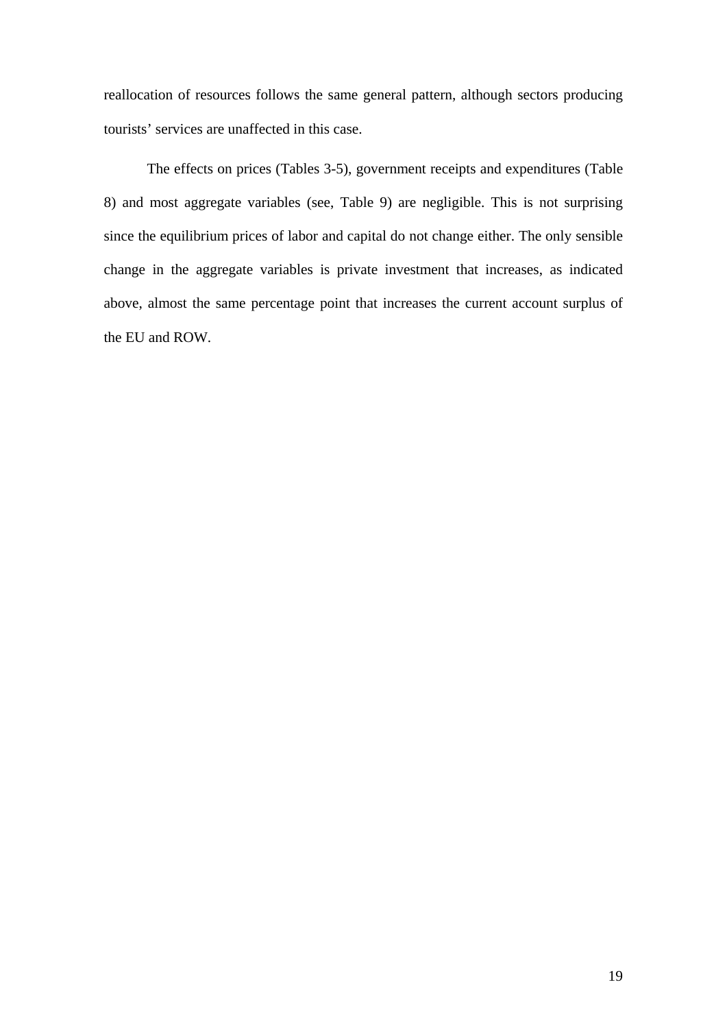reallocation of resources follows the same general pattern, although sectors producing tourists' services are unaffected in this case.

The effects on prices (Tables 3-5), government receipts and expenditures (Table 8) and most aggregate variables (see, Table 9) are negligible. This is not surprising since the equilibrium prices of labor and capital do not change either. The only sensible change in the aggregate variables is private investment that increases, as indicated above, almost the same percentage point that increases the current account surplus of the EU and ROW.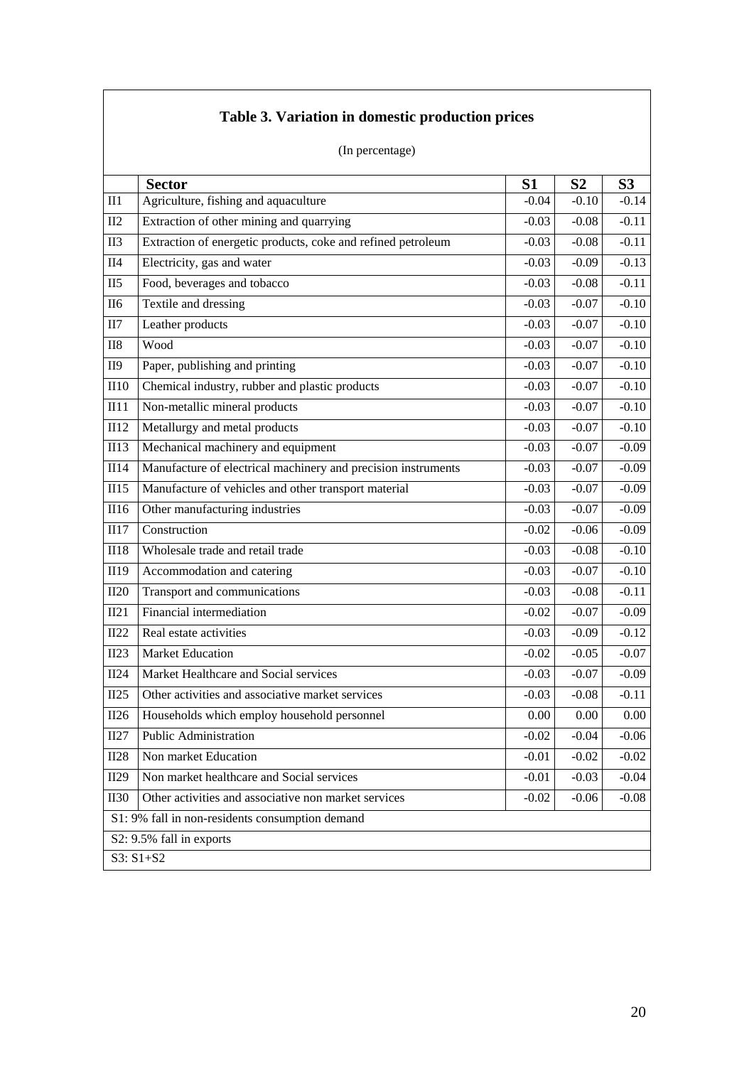## Table 3. Variation in domestic production prices

(In percentage)

| | Sector | S1 | S2 | S3 |
|---|---|---|---|---|
| II1 | Agriculture, fishing and aquaculture | -0.04 | -0.10 | -0.14 |
| II2 | Extraction of other mining and quarrying | -0.03 | -0.08 | -0.11 |
| II3 | Extraction of energetic products, coke and refined petroleum | -0.03 | -0.08 | -0.11 |
| II4 | Electricity, gas and water | -0.03 | -0.09 | -0.13 |
| II5 | Food, beverages and tobacco | -0.03 | -0.08 | -0.11 |
| II6 | Textile and dressing | -0.03 | -0.07 | -0.10 |
| II7 | Leather products | -0.03 | -0.07 | -0.10 |
| II8 | Wood | -0.03 | -0.07 | -0.10 |
| II9 | Paper, publishing and printing | -0.03 | -0.07 | -0.10 |
| II10 | Chemical industry, rubber and plastic products | -0.03 | -0.07 | -0.10 |
| II11 | Non-metallic mineral products | -0.03 | -0.07 | -0.10 |
| II12 | Metallurgy and metal products | -0.03 | -0.07 | -0.10 |
| II13 | Mechanical machinery and equipment | -0.03 | -0.07 | -0.09 |
| II14 | Manufacture of electrical machinery and precision instruments | -0.03 | -0.07 | -0.09 |
| II15 | Manufacture of vehicles and other transport material | -0.03 | -0.07 | -0.09 |
| II16 | Other manufacturing industries | -0.03 | -0.07 | -0.09 |
| II17 | Construction | -0.02 | -0.06 | -0.09 |
| II18 | Wholesale trade and retail trade | -0.03 | -0.08 | -0.10 |
| II19 | Accommodation and catering | -0.03 | -0.07 | -0.10 |
| II20 | Transport and communications | -0.03 | -0.08 | -0.11 |
| II21 | Financial intermediation | -0.02 | -0.07 | -0.09 |
| II22 | Real estate activities | -0.03 | -0.09 | -0.12 |
| II23 | Market Education | -0.02 | -0.05 | -0.07 |
| II24 | Market Healthcare and Social services | -0.03 | -0.07 | -0.09 |
| II25 | Other activities and associative market services | -0.03 | -0.08 | -0.11 |
| II26 | Households which employ household personnel | 0.00 | 0.00 | 0.00 |
| II27 | Public Administration | -0.02 | -0.04 | -0.06 |
| II28 | Non market Education | -0.01 | -0.02 | -0.02 |
| II29 | Non market healthcare and Social services | -0.01 | -0.03 | -0.04 |
| II30 | Other activities and associative non market services | -0.02 | -0.06 | -0.08 |

S1: 9% fall in non-residents consumption demand

S2: 9.5% fall in exports

S3: S1+S2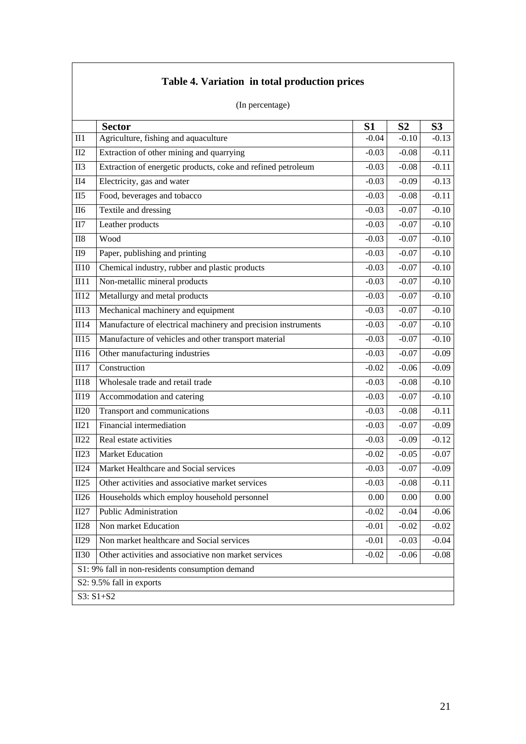## Table 4. Variation in total production prices

(In percentage)

| | Sector | S1 | S2 | S3 |
|---|---|---|---|---|
| II1 | Agriculture, fishing and aquaculture | -0.04 | -0.10 | -0.13 |
| II2 | Extraction of other mining and quarrying | -0.03 | -0.08 | -0.11 |
| II3 | Extraction of energetic products, coke and refined petroleum | -0.03 | -0.08 | -0.11 |
| II4 | Electricity, gas and water | -0.03 | -0.09 | -0.13 |
| II5 | Food, beverages and tobacco | -0.03 | -0.08 | -0.11 |
| II6 | Textile and dressing | -0.03 | -0.07 | -0.10 |
| II7 | Leather products | -0.03 | -0.07 | -0.10 |
| II8 | Wood | -0.03 | -0.07 | -0.10 |
| II9 | Paper, publishing and printing | -0.03 | -0.07 | -0.10 |
| II10 | Chemical industry, rubber and plastic products | -0.03 | -0.07 | -0.10 |
| II11 | Non-metallic mineral products | -0.03 | -0.07 | -0.10 |
| II12 | Metallurgy and metal products | -0.03 | -0.07 | -0.10 |
| II13 | Mechanical machinery and equipment | -0.03 | -0.07 | -0.10 |
| II14 | Manufacture of electrical machinery and precision instruments | -0.03 | -0.07 | -0.10 |
| II15 | Manufacture of vehicles and other transport material | -0.03 | -0.07 | -0.10 |
| II16 | Other manufacturing industries | -0.03 | -0.07 | -0.09 |
| II17 | Construction | -0.02 | -0.06 | -0.09 |
| II18 | Wholesale trade and retail trade | -0.03 | -0.08 | -0.10 |
| II19 | Accommodation and catering | -0.03 | -0.07 | -0.10 |
| II20 | Transport and communications | -0.03 | -0.08 | -0.11 |
| II21 | Financial intermediation | -0.03 | -0.07 | -0.09 |
| II22 | Real estate activities | -0.03 | -0.09 | -0.12 |
| II23 | Market Education | -0.02 | -0.05 | -0.07 |
| II24 | Market Healthcare and Social services | -0.03 | -0.07 | -0.09 |
| II25 | Other activities and associative market services | -0.03 | -0.08 | -0.11 |
| II26 | Households which employ household personnel | 0.00 | 0.00 | 0.00 |
| II27 | Public Administration | -0.02 | -0.04 | -0.06 |
| II28 | Non market Education | -0.01 | -0.02 | -0.02 |
| II29 | Non market healthcare and Social services | -0.01 | -0.03 | -0.04 |
| II30 | Other activities and associative non market services | -0.02 | -0.06 | -0.08 |

S1: 9% fall in non-residents consumption demand

S2: 9.5% fall in exports

S3: S1+S2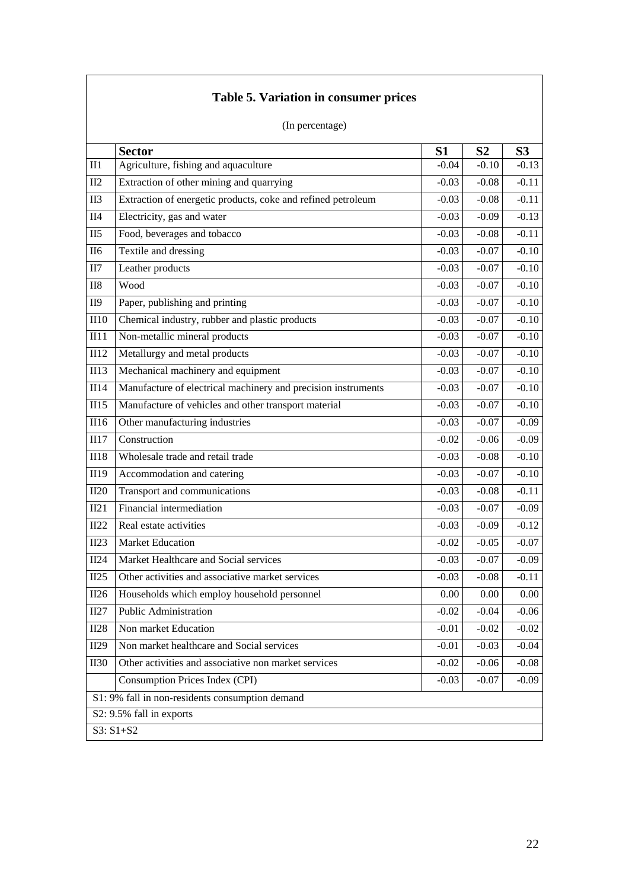**Table 5. Variation in consumer prices**

(In percentage)

| | Sector | S1 | S2 | S3 |
|---|---|---|---|---|
| II1 | Agriculture, fishing and aquaculture | -0.04 | -0.10 | -0.13 |
| II2 | Extraction of other mining and quarrying | -0.03 | -0.08 | -0.11 |
| II3 | Extraction of energetic products, coke and refined petroleum | -0.03 | -0.08 | -0.11 |
| II4 | Electricity, gas and water | -0.03 | -0.09 | -0.13 |
| II5 | Food, beverages and tobacco | -0.03 | -0.08 | -0.11 |
| II6 | Textile and dressing | -0.03 | -0.07 | -0.10 |
| II7 | Leather products | -0.03 | -0.07 | -0.10 |
| II8 | Wood | -0.03 | -0.07 | -0.10 |
| II9 | Paper, publishing and printing | -0.03 | -0.07 | -0.10 |
| II10 | Chemical industry, rubber and plastic products | -0.03 | -0.07 | -0.10 |
| II11 | Non-metallic mineral products | -0.03 | -0.07 | -0.10 |
| II12 | Metallurgy and metal products | -0.03 | -0.07 | -0.10 |
| II13 | Mechanical machinery and equipment | -0.03 | -0.07 | -0.10 |
| II14 | Manufacture of electrical machinery and precision instruments | -0.03 | -0.07 | -0.10 |
| II15 | Manufacture of vehicles and other transport material | -0.03 | -0.07 | -0.10 |
| II16 | Other manufacturing industries | -0.03 | -0.07 | -0.09 |
| II17 | Construction | -0.02 | -0.06 | -0.09 |
| II18 | Wholesale trade and retail trade | -0.03 | -0.08 | -0.10 |
| II19 | Accommodation and catering | -0.03 | -0.07 | -0.10 |
| II20 | Transport and communications | -0.03 | -0.08 | -0.11 |
| II21 | Financial intermediation | -0.03 | -0.07 | -0.09 |
| II22 | Real estate activities | -0.03 | -0.09 | -0.12 |
| II23 | Market Education | -0.02 | -0.05 | -0.07 |
| II24 | Market Healthcare and Social services | -0.03 | -0.07 | -0.09 |
| II25 | Other activities and associative market services | -0.03 | -0.08 | -0.11 |
| II26 | Households which employ household personnel | 0.00 | 0.00 | 0.00 |
| II27 | Public Administration | -0.02 | -0.04 | -0.06 |
| II28 | Non market Education | -0.01 | -0.02 | -0.02 |
| II29 | Non market healthcare and Social services | -0.01 | -0.03 | -0.04 |
| II30 | Other activities and associative non market services | -0.02 | -0.06 | -0.08 |
| | Consumption Prices Index (CPI) | -0.03 | -0.07 | -0.09 |

S1: 9% fall in non-residents consumption demand

S2: 9.5% fall in exports

S3: S1+S2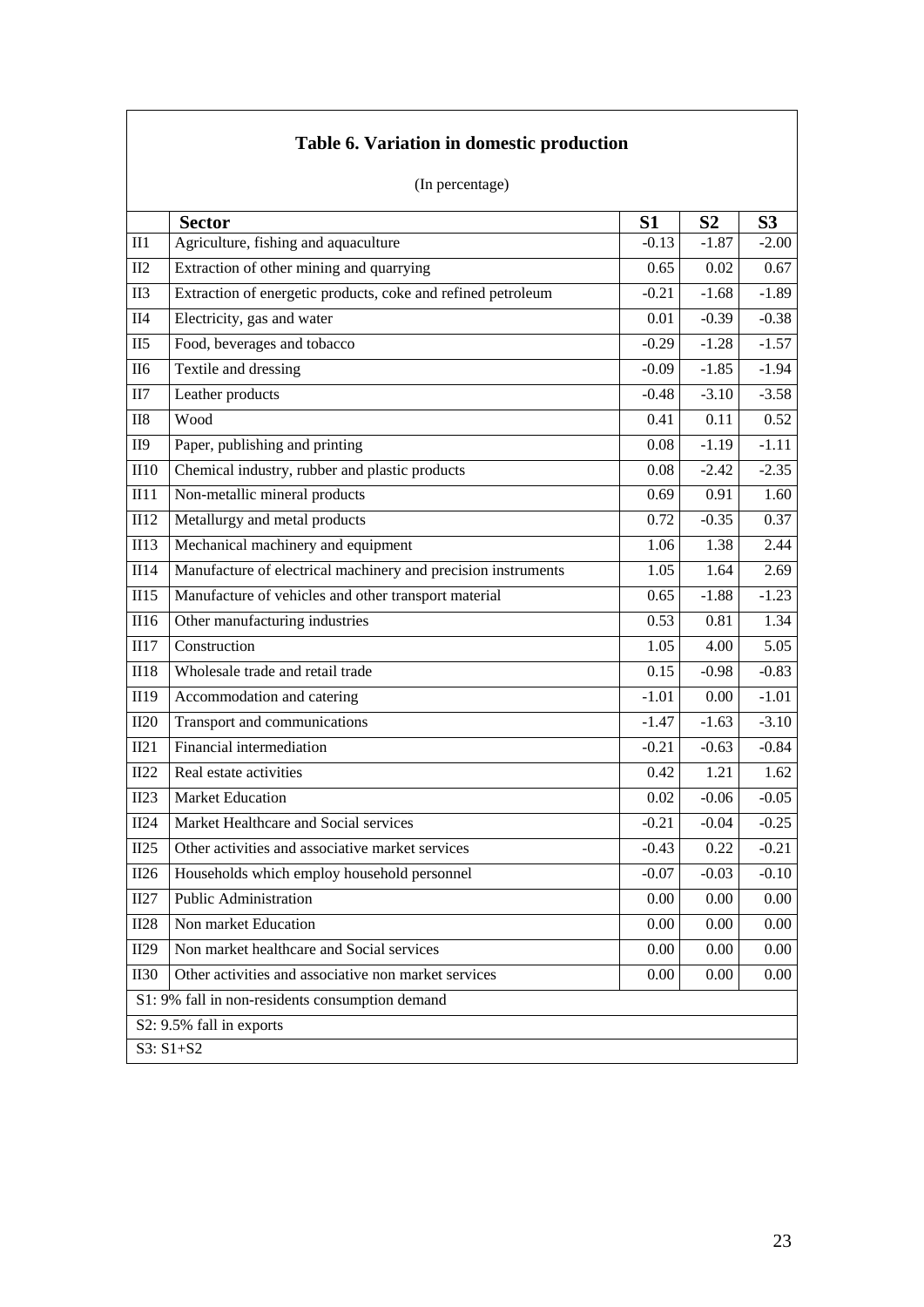## Table 6. Variation in domestic production

(In percentage)

| | Sector | S1 | S2 | S3 |
|---|---|---|---|---|
| II1 | Agriculture, fishing and aquaculture | -0.13 | -1.87 | -2.00 |
| II2 | Extraction of other mining and quarrying | 0.65 | 0.02 | 0.67 |
| II3 | Extraction of energetic products, coke and refined petroleum | -0.21 | -1.68 | -1.89 |
| II4 | Electricity, gas and water | 0.01 | -0.39 | -0.38 |
| II5 | Food, beverages and tobacco | -0.29 | -1.28 | -1.57 |
| II6 | Textile and dressing | -0.09 | -1.85 | -1.94 |
| II7 | Leather products | -0.48 | -3.10 | -3.58 |
| II8 | Wood | 0.41 | 0.11 | 0.52 |
| II9 | Paper, publishing and printing | 0.08 | -1.19 | -1.11 |
| II10 | Chemical industry, rubber and plastic products | 0.08 | -2.42 | -2.35 |
| II11 | Non-metallic mineral products | 0.69 | 0.91 | 1.60 |
| II12 | Metallurgy and metal products | 0.72 | -0.35 | 0.37 |
| II13 | Mechanical machinery and equipment | 1.06 | 1.38 | 2.44 |
| II14 | Manufacture of electrical machinery and precision instruments | 1.05 | 1.64 | 2.69 |
| II15 | Manufacture of vehicles and other transport material | 0.65 | -1.88 | -1.23 |
| II16 | Other manufacturing industries | 0.53 | 0.81 | 1.34 |
| II17 | Construction | 1.05 | 4.00 | 5.05 |
| II18 | Wholesale trade and retail trade | 0.15 | -0.98 | -0.83 |
| II19 | Accommodation and catering | -1.01 | 0.00 | -1.01 |
| II20 | Transport and communications | -1.47 | -1.63 | -3.10 |
| II21 | Financial intermediation | -0.21 | -0.63 | -0.84 |
| II22 | Real estate activities | 0.42 | 1.21 | 1.62 |
| II23 | Market Education | 0.02 | -0.06 | -0.05 |
| II24 | Market Healthcare and Social services | -0.21 | -0.04 | -0.25 |
| II25 | Other activities and associative market services | -0.43 | 0.22 | -0.21 |
| II26 | Households which employ household personnel | -0.07 | -0.03 | -0.10 |
| II27 | Public Administration | 0.00 | 0.00 | 0.00 |
| II28 | Non market Education | 0.00 | 0.00 | 0.00 |
| II29 | Non market healthcare and Social services | 0.00 | 0.00 | 0.00 |
| II30 | Other activities and associative non market services | 0.00 | 0.00 | 0.00 |

S1: 9% fall in non-residents consumption demand

S2: 9.5% fall in exports

S3: S1+S2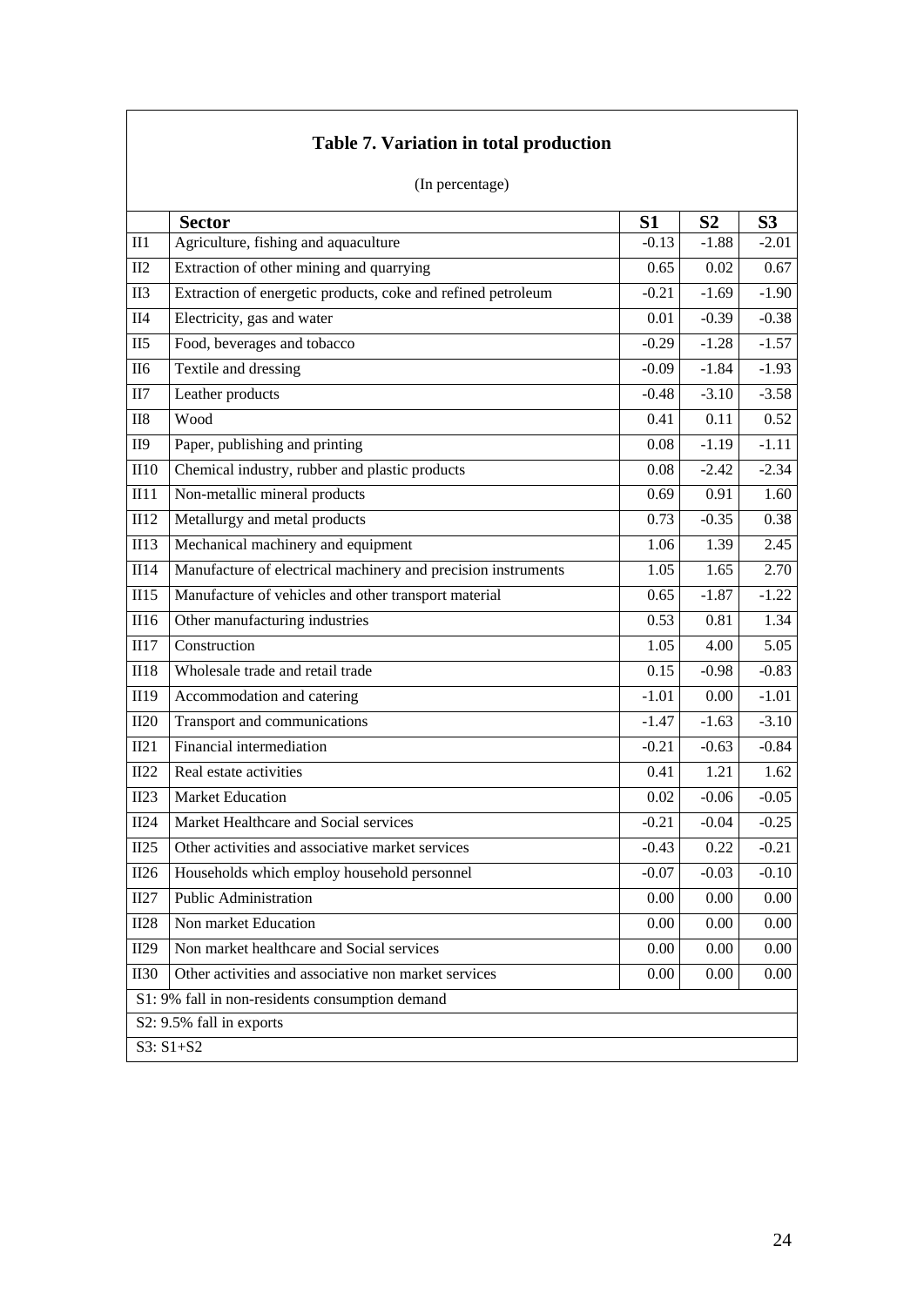**Table 7. Variation in total production**

(In percentage)

| | Sector | S1 | S2 | S3 |
|---|---|---|---|---|
| II1 | Agriculture, fishing and aquaculture | -0.13 | -1.88 | -2.01 |
| II2 | Extraction of other mining and quarrying | 0.65 | 0.02 | 0.67 |
| II3 | Extraction of energetic products, coke and refined petroleum | -0.21 | -1.69 | -1.90 |
| II4 | Electricity, gas and water | 0.01 | -0.39 | -0.38 |
| II5 | Food, beverages and tobacco | -0.29 | -1.28 | -1.57 |
| II6 | Textile and dressing | -0.09 | -1.84 | -1.93 |
| II7 | Leather products | -0.48 | -3.10 | -3.58 |
| II8 | Wood | 0.41 | 0.11 | 0.52 |
| II9 | Paper, publishing and printing | 0.08 | -1.19 | -1.11 |
| II10 | Chemical industry, rubber and plastic products | 0.08 | -2.42 | -2.34 |
| II11 | Non-metallic mineral products | 0.69 | 0.91 | 1.60 |
| II12 | Metallurgy and metal products | 0.73 | -0.35 | 0.38 |
| II13 | Mechanical machinery and equipment | 1.06 | 1.39 | 2.45 |
| II14 | Manufacture of electrical machinery and precision instruments | 1.05 | 1.65 | 2.70 |
| II15 | Manufacture of vehicles and other transport material | 0.65 | -1.87 | -1.22 |
| II16 | Other manufacturing industries | 0.53 | 0.81 | 1.34 |
| II17 | Construction | 1.05 | 4.00 | 5.05 |
| II18 | Wholesale trade and retail trade | 0.15 | -0.98 | -0.83 |
| II19 | Accommodation and catering | -1.01 | 0.00 | -1.01 |
| II20 | Transport and communications | -1.47 | -1.63 | -3.10 |
| II21 | Financial intermediation | -0.21 | -0.63 | -0.84 |
| II22 | Real estate activities | 0.41 | 1.21 | 1.62 |
| II23 | Market Education | 0.02 | -0.06 | -0.05 |
| II24 | Market Healthcare and Social services | -0.21 | -0.04 | -0.25 |
| II25 | Other activities and associative market services | -0.43 | 0.22 | -0.21 |
| II26 | Households which employ household personnel | -0.07 | -0.03 | -0.10 |
| II27 | Public Administration | 0.00 | 0.00 | 0.00 |
| II28 | Non market Education | 0.00 | 0.00 | 0.00 |
| II29 | Non market healthcare and Social services | 0.00 | 0.00 | 0.00 |
| II30 | Other activities and associative non market services | 0.00 | 0.00 | 0.00 |

S1: 9% fall in non-residents consumption demand

S2: 9.5% fall in exports

S3: S1+S2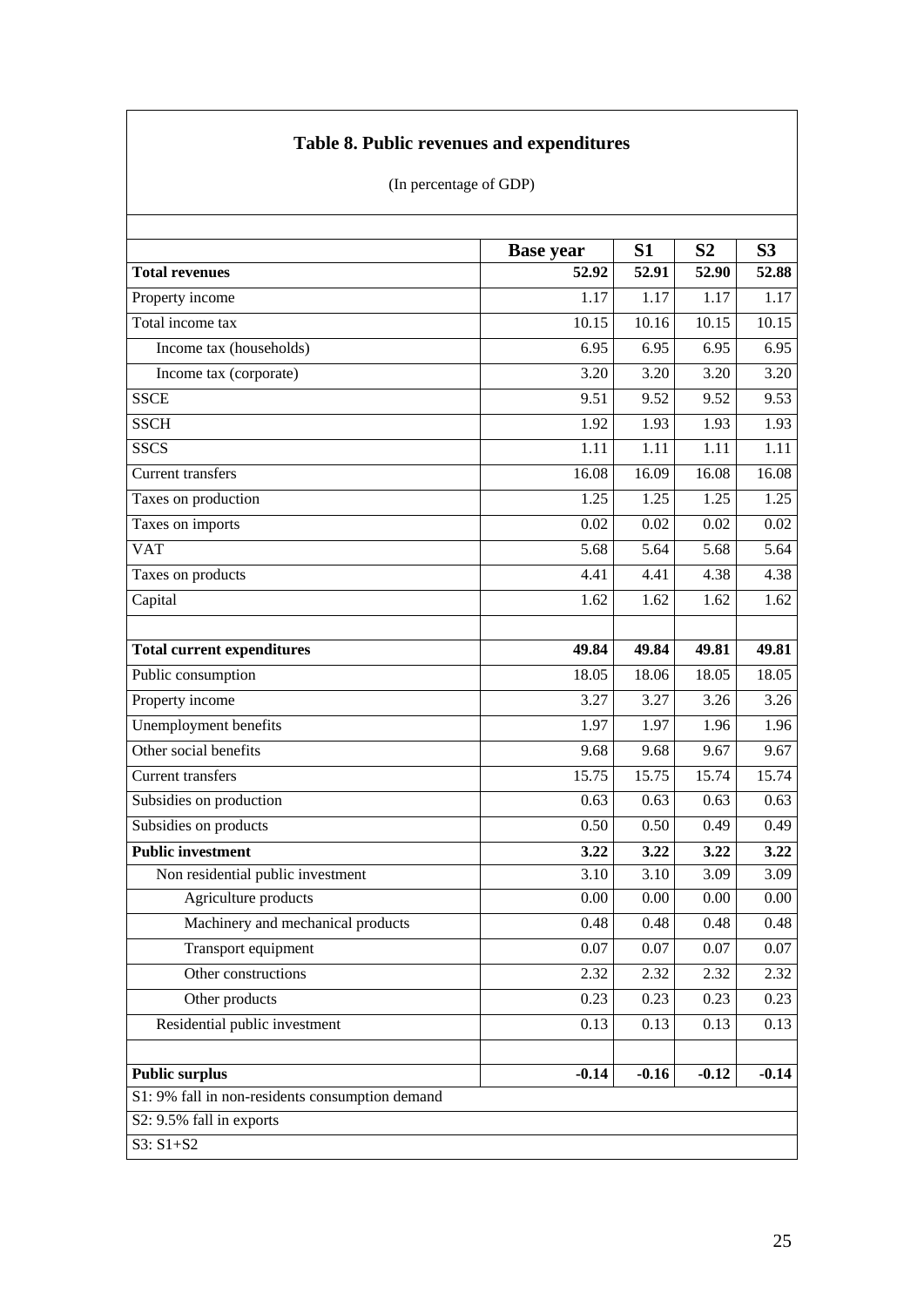**Table 8. Public revenues and expenditures**

(In percentage of GDP)

| | Base year | S1 | S2 | S3 |
|---|---|---|---|---|
| **Total revenues** | **52.92** | **52.91** | **52.90** | **52.88** |
| Property income | 1.17 | 1.17 | 1.17 | 1.17 |
| Total income tax | 10.15 | 10.16 | 10.15 | 10.15 |
| Income tax (households) | 6.95 | 6.95 | 6.95 | 6.95 |
| Income tax (corporate) | 3.20 | 3.20 | 3.20 | 3.20 |
| SSCE | 9.51 | 9.52 | 9.52 | 9.53 |
| SSCH | 1.92 | 1.93 | 1.93 | 1.93 |
| SSCS | 1.11 | 1.11 | 1.11 | 1.11 |
| Current transfers | 16.08 | 16.09 | 16.08 | 16.08 |
| Taxes on production | 1.25 | 1.25 | 1.25 | 1.25 |
| Taxes on imports | 0.02 | 0.02 | 0.02 | 0.02 |
| VAT | 5.68 | 5.64 | 5.68 | 5.64 |
| Taxes on products | 4.41 | 4.41 | 4.38 | 4.38 |
| Capital | 1.62 | 1.62 | 1.62 | 1.62 |
| | | | | |
| **Total current expenditures** | **49.84** | **49.84** | **49.81** | **49.81** |
| Public consumption | 18.05 | 18.06 | 18.05 | 18.05 |
| Property income | 3.27 | 3.27 | 3.26 | 3.26 |
| Unemployment benefits | 1.97 | 1.97 | 1.96 | 1.96 |
| Other social benefits | 9.68 | 9.68 | 9.67 | 9.67 |
| Current transfers | 15.75 | 15.75 | 15.74 | 15.74 |
| Subsidies on production | 0.63 | 0.63 | 0.63 | 0.63 |
| Subsidies on products | 0.50 | 0.50 | 0.49 | 0.49 |
| **Public investment** | **3.22** | **3.22** | **3.22** | **3.22** |
| Non residential public investment | 3.10 | 3.10 | 3.09 | 3.09 |
| Agriculture products | 0.00 | 0.00 | 0.00 | 0.00 |
| Machinery and mechanical products | 0.48 | 0.48 | 0.48 | 0.48 |
| Transport equipment | 0.07 | 0.07 | 0.07 | 0.07 |
| Other constructions | 2.32 | 2.32 | 2.32 | 2.32 |
| Other products | 0.23 | 0.23 | 0.23 | 0.23 |
| Residential public investment | 0.13 | 0.13 | 0.13 | 0.13 |
| | | | | |
| **Public surplus** | **-0.14** | **-0.16** | **-0.12** | **-0.14** |

S1: 9% fall in non-residents consumption demand

S2: 9.5% fall in exports

S3: S1+S2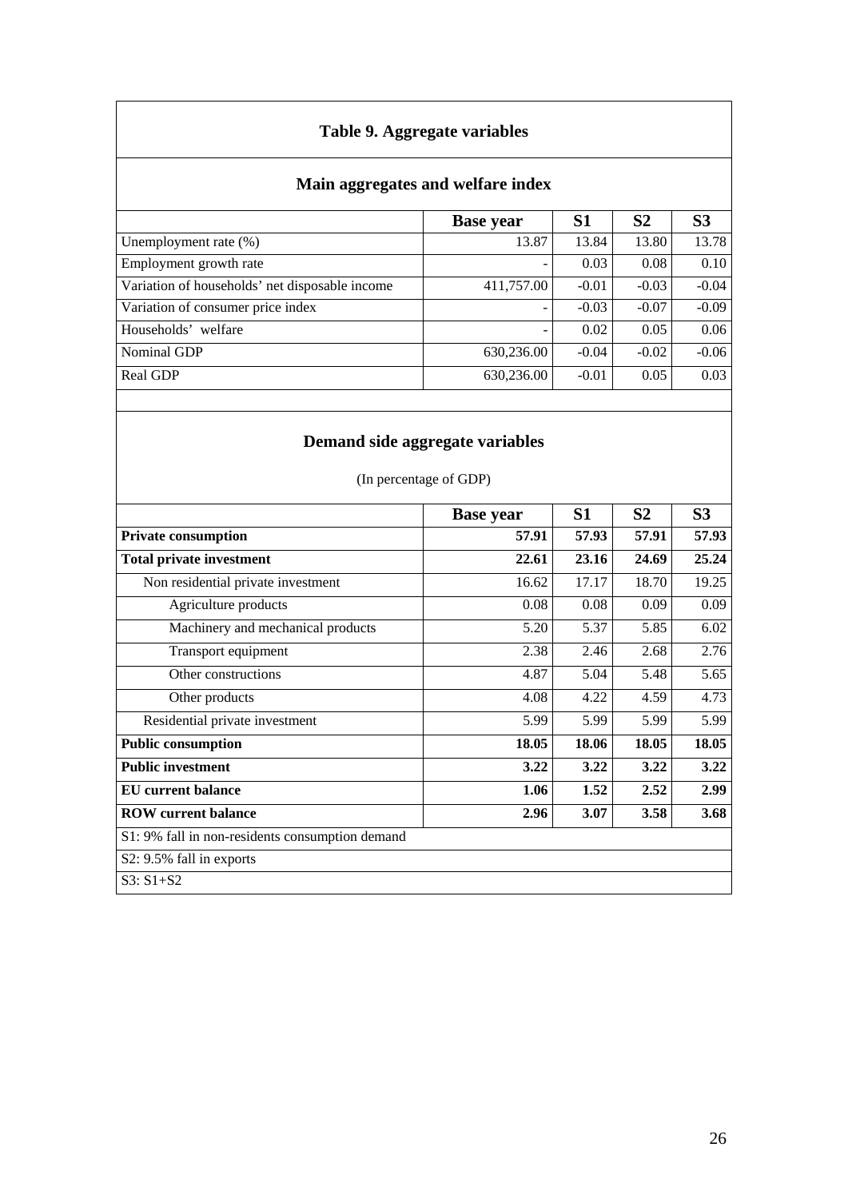### Table 9. Aggregate variables

#### Main aggregates and welfare index

| | Base year | S1 | S2 | S3 |
|---|---|---|---|---|
| Unemployment rate (%) | 13.87 | 13.84 | 13.80 | 13.78 |
| Employment growth rate | - | 0.03 | 0.08 | 0.10 |
| Variation of households' net disposable income | 411,757.00 | -0.01 | -0.03 | -0.04 |
| Variation of consumer price index | - | -0.03 | -0.07 | -0.09 |
| Households' welfare | - | 0.02 | 0.05 | 0.06 |
| Nominal GDP | 630,236.00 | -0.04 | -0.02 | -0.06 |
| Real GDP | 630,236.00 | -0.01 | 0.05 | 0.03 |

#### Demand side aggregate variables

(In percentage of GDP)

| | Base year | S1 | S2 | S3 |
|---|---|---|---|---|
| **Private consumption** | **57.91** | **57.93** | **57.91** | **57.93** |
| **Total private investment** | **22.61** | **23.16** | **24.69** | **25.24** |
| Non residential private investment | 16.62 | 17.17 | 18.70 | 19.25 |
| Agriculture products | 0.08 | 0.08 | 0.09 | 0.09 |
| Machinery and mechanical products | 5.20 | 5.37 | 5.85 | 6.02 |
| Transport equipment | 2.38 | 2.46 | 2.68 | 2.76 |
| Other constructions | 4.87 | 5.04 | 5.48 | 5.65 |
| Other products | 4.08 | 4.22 | 4.59 | 4.73 |
| Residential private investment | 5.99 | 5.99 | 5.99 | 5.99 |
| **Public consumption** | **18.05** | **18.06** | **18.05** | **18.05** |
| **Public investment** | **3.22** | **3.22** | **3.22** | **3.22** |
| **EU current balance** | **1.06** | **1.52** | **2.52** | **2.99** |
| **ROW current balance** | **2.96** | **3.07** | **3.58** | **3.68** |

S1: 9% fall in non-residents consumption demand

S2: 9.5% fall in exports

S3: S1+S2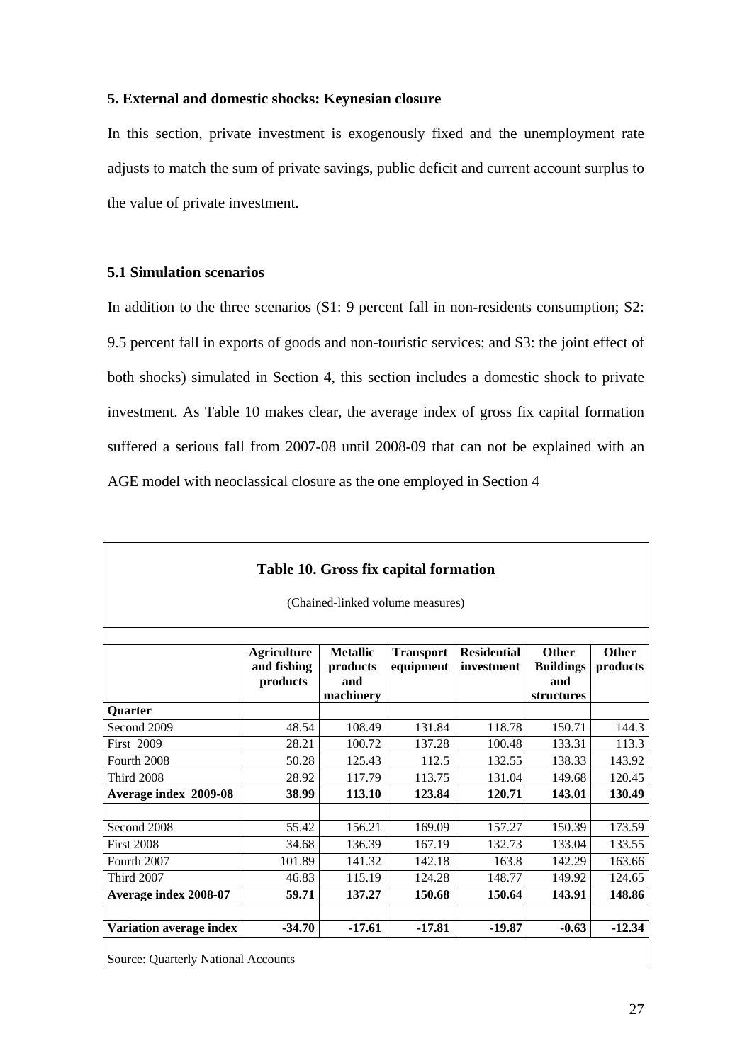## 5. External and domestic shocks: Keynesian closure

In this section, private investment is exogenously fixed and the unemployment rate adjusts to match the sum of private savings, public deficit and current account surplus to the value of private investment.

### 5.1 Simulation scenarios

In addition to the three scenarios (S1: 9 percent fall in non-residents consumption; S2: 9.5 percent fall in exports of goods and non-touristic services; and S3: the joint effect of both shocks) simulated in Section 4, this section includes a domestic shock to private investment. As Table 10 makes clear, the average index of gross fix capital formation suffered a serious fall from 2007-08 until 2008-09 that can not be explained with an AGE model with neoclassical closure as the one employed in Section 4

**Table 10. Gross fix capital formation**

(Chained-linked volume measures)

| | Agriculture and fishing products | Metallic products and machinery | Transport equipment | Residential investment | Other Buildings and structures | Other products |
|---|---|---|---|---|---|---|
| **Quarter** | | | | | | |
| Second 2009 | 48.54 | 108.49 | 131.84 | 118.78 | 150.71 | 144.3 |
| First 2009 | 28.21 | 100.72 | 137.28 | 100.48 | 133.31 | 113.3 |
| Fourth 2008 | 50.28 | 125.43 | 112.5 | 132.55 | 138.33 | 143.92 |
| Third 2008 | 28.92 | 117.79 | 113.75 | 131.04 | 149.68 | 120.45 |
| **Average index 2009-08** | **38.99** | **113.10** | **123.84** | **120.71** | **143.01** | **130.49** |
| | | | | | | |
| Second 2008 | 55.42 | 156.21 | 169.09 | 157.27 | 150.39 | 173.59 |
| First 2008 | 34.68 | 136.39 | 167.19 | 132.73 | 133.04 | 133.55 |
| Fourth 2007 | 101.89 | 141.32 | 142.18 | 163.8 | 142.29 | 163.66 |
| Third 2007 | 46.83 | 115.19 | 124.28 | 148.77 | 149.92 | 124.65 |
| **Average index 2008-07** | **59.71** | **137.27** | **150.68** | **150.64** | **143.91** | **148.86** |
| | | | | | | |
| **Variation average index** | **-34.70** | **-17.61** | **-17.81** | **-19.87** | **-0.63** | **-12.34** |

Source: Quarterly National Accounts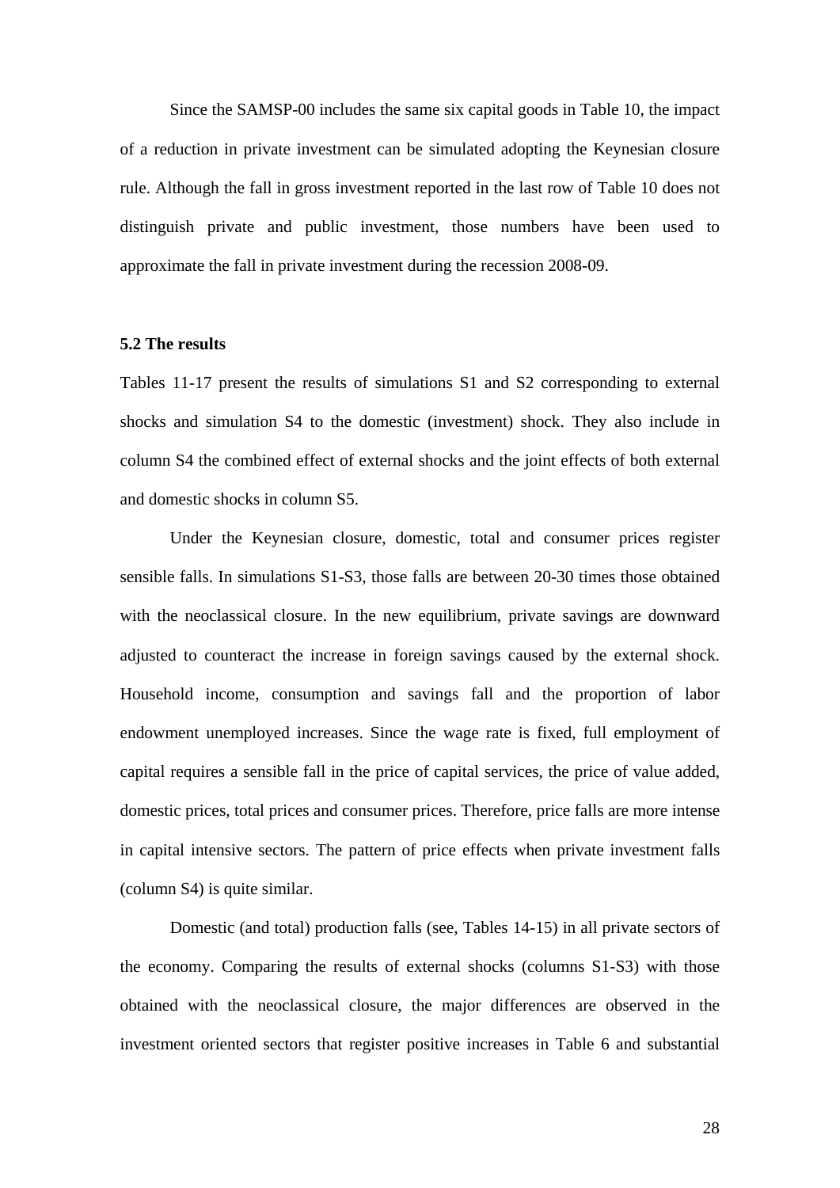Since the SAMSP-00 includes the same six capital goods in Table 10, the impact of a reduction in private investment can be simulated adopting the Keynesian closure rule. Although the fall in gross investment reported in the last row of Table 10 does not distinguish private and public investment, those numbers have been used to approximate the fall in private investment during the recession 2008-09.

### 5.2 The results

Tables 11-17 present the results of simulations S1 and S2 corresponding to external shocks and simulation S4 to the domestic (investment) shock. They also include in column S4 the combined effect of external shocks and the joint effects of both external and domestic shocks in column S5.

Under the Keynesian closure, domestic, total and consumer prices register sensible falls. In simulations S1-S3, those falls are between 20-30 times those obtained with the neoclassical closure. In the new equilibrium, private savings are downward adjusted to counteract the increase in foreign savings caused by the external shock. Household income, consumption and savings fall and the proportion of labor endowment unemployed increases. Since the wage rate is fixed, full employment of capital requires a sensible fall in the price of capital services, the price of value added, domestic prices, total prices and consumer prices. Therefore, price falls are more intense in capital intensive sectors. The pattern of price effects when private investment falls (column S4) is quite similar.

Domestic (and total) production falls (see, Tables 14-15) in all private sectors of the economy. Comparing the results of external shocks (columns S1-S3) with those obtained with the neoclassical closure, the major differences are observed in the investment oriented sectors that register positive increases in Table 6 and substantial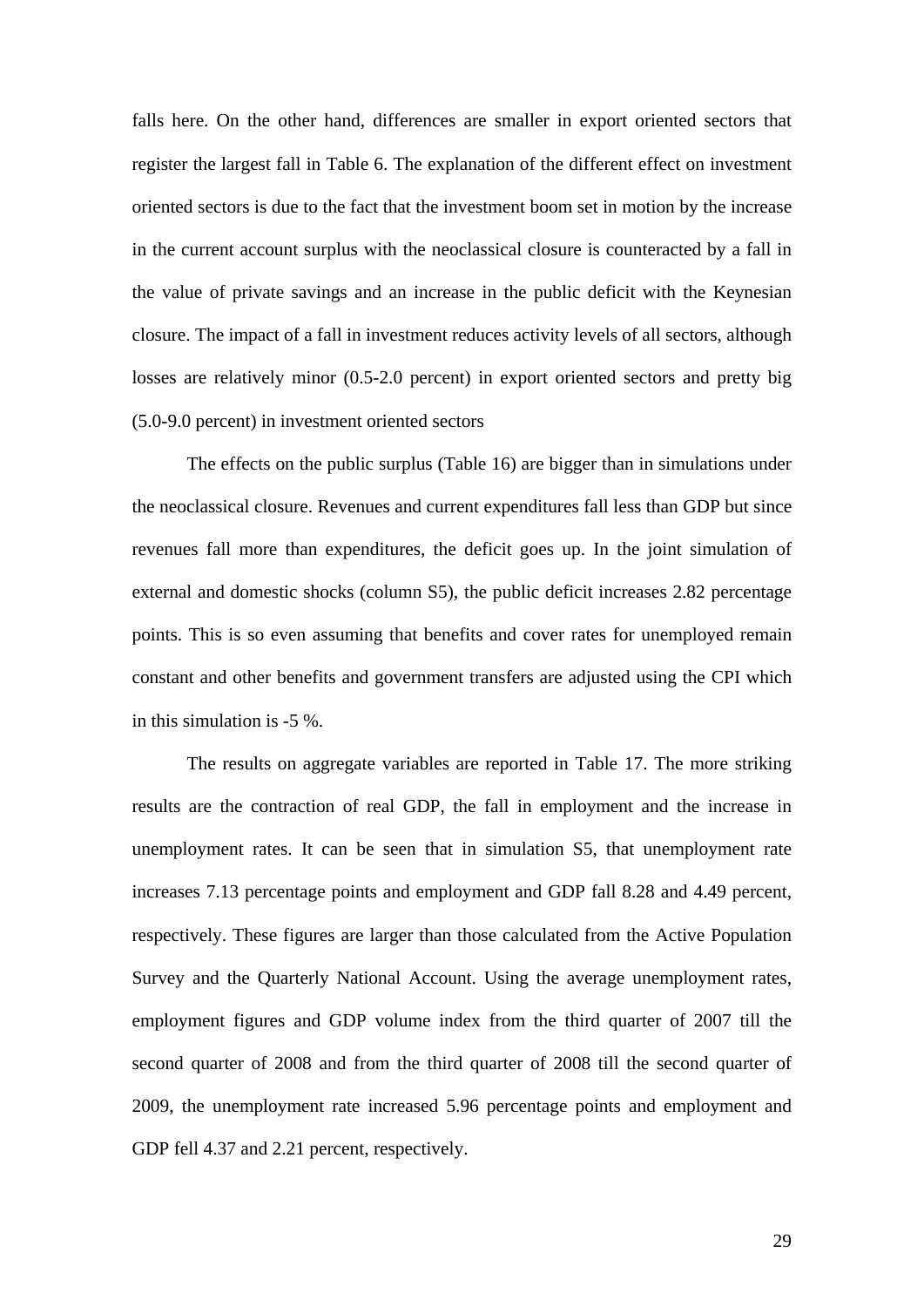falls here. On the other hand, differences are smaller in export oriented sectors that register the largest fall in Table 6. The explanation of the different effect on investment oriented sectors is due to the fact that the investment boom set in motion by the increase in the current account surplus with the neoclassical closure is counteracted by a fall in the value of private savings and an increase in the public deficit with the Keynesian closure. The impact of a fall in investment reduces activity levels of all sectors, although losses are relatively minor (0.5-2.0 percent) in export oriented sectors and pretty big (5.0-9.0 percent) in investment oriented sectors

The effects on the public surplus (Table 16) are bigger than in simulations under the neoclassical closure. Revenues and current expenditures fall less than GDP but since revenues fall more than expenditures, the deficit goes up. In the joint simulation of external and domestic shocks (column S5), the public deficit increases 2.82 percentage points. This is so even assuming that benefits and cover rates for unemployed remain constant and other benefits and government transfers are adjusted using the CPI which in this simulation is -5 %.

The results on aggregate variables are reported in Table 17. The more striking results are the contraction of real GDP, the fall in employment and the increase in unemployment rates. It can be seen that in simulation S5, that unemployment rate increases 7.13 percentage points and employment and GDP fall 8.28 and 4.49 percent, respectively. These figures are larger than those calculated from the Active Population Survey and the Quarterly National Account. Using the average unemployment rates, employment figures and GDP volume index from the third quarter of 2007 till the second quarter of 2008 and from the third quarter of 2008 till the second quarter of 2009, the unemployment rate increased 5.96 percentage points and employment and GDP fell 4.37 and 2.21 percent, respectively.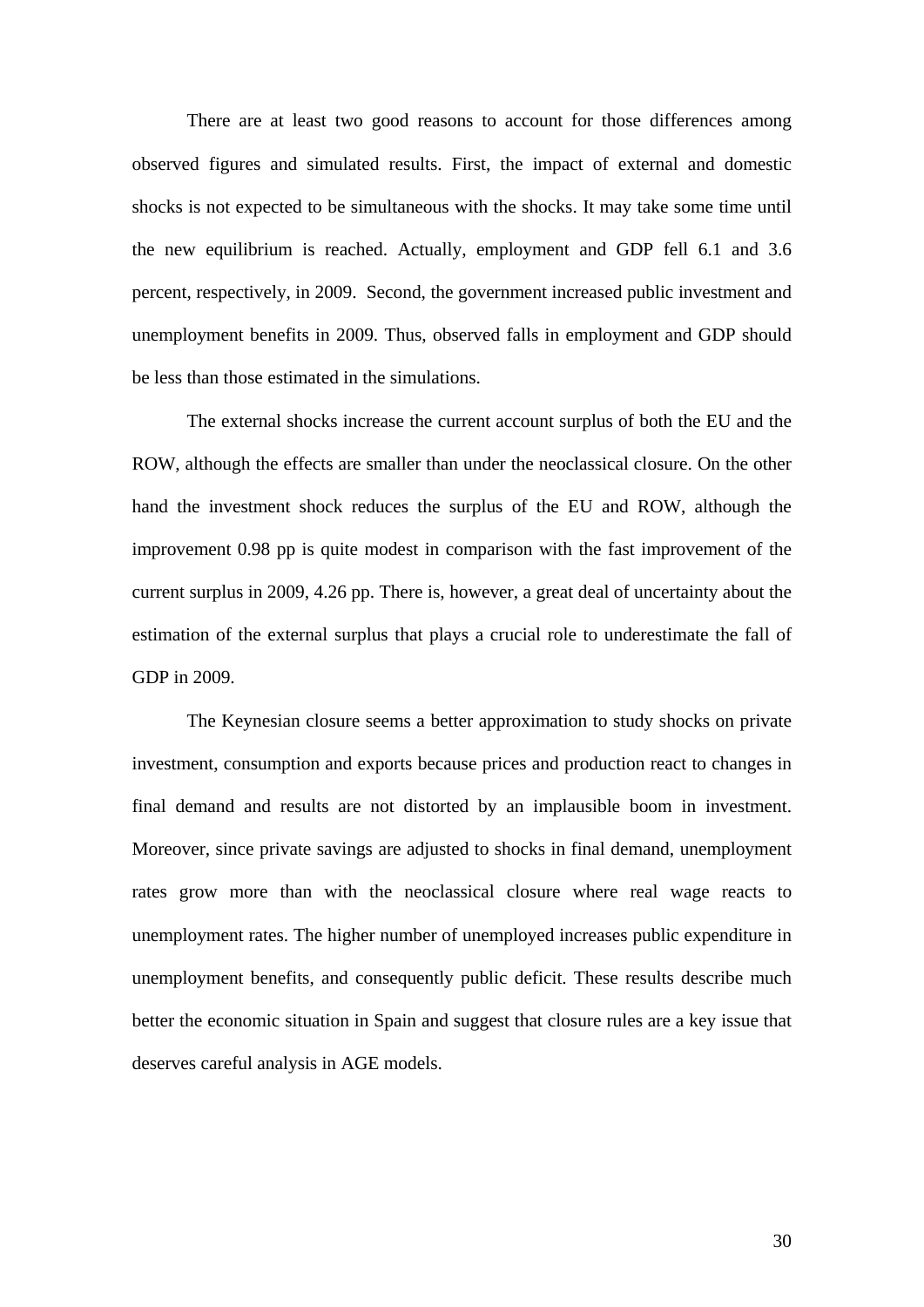There are at least two good reasons to account for those differences among observed figures and simulated results. First, the impact of external and domestic shocks is not expected to be simultaneous with the shocks. It may take some time until the new equilibrium is reached. Actually, employment and GDP fell 6.1 and 3.6 percent, respectively, in 2009. Second, the government increased public investment and unemployment benefits in 2009. Thus, observed falls in employment and GDP should be less than those estimated in the simulations.

The external shocks increase the current account surplus of both the EU and the ROW, although the effects are smaller than under the neoclassical closure. On the other hand the investment shock reduces the surplus of the EU and ROW, although the improvement 0.98 pp is quite modest in comparison with the fast improvement of the current surplus in 2009, 4.26 pp. There is, however, a great deal of uncertainty about the estimation of the external surplus that plays a crucial role to underestimate the fall of GDP in 2009.

The Keynesian closure seems a better approximation to study shocks on private investment, consumption and exports because prices and production react to changes in final demand and results are not distorted by an implausible boom in investment. Moreover, since private savings are adjusted to shocks in final demand, unemployment rates grow more than with the neoclassical closure where real wage reacts to unemployment rates. The higher number of unemployed increases public expenditure in unemployment benefits, and consequently public deficit. These results describe much better the economic situation in Spain and suggest that closure rules are a key issue that deserves careful analysis in AGE models.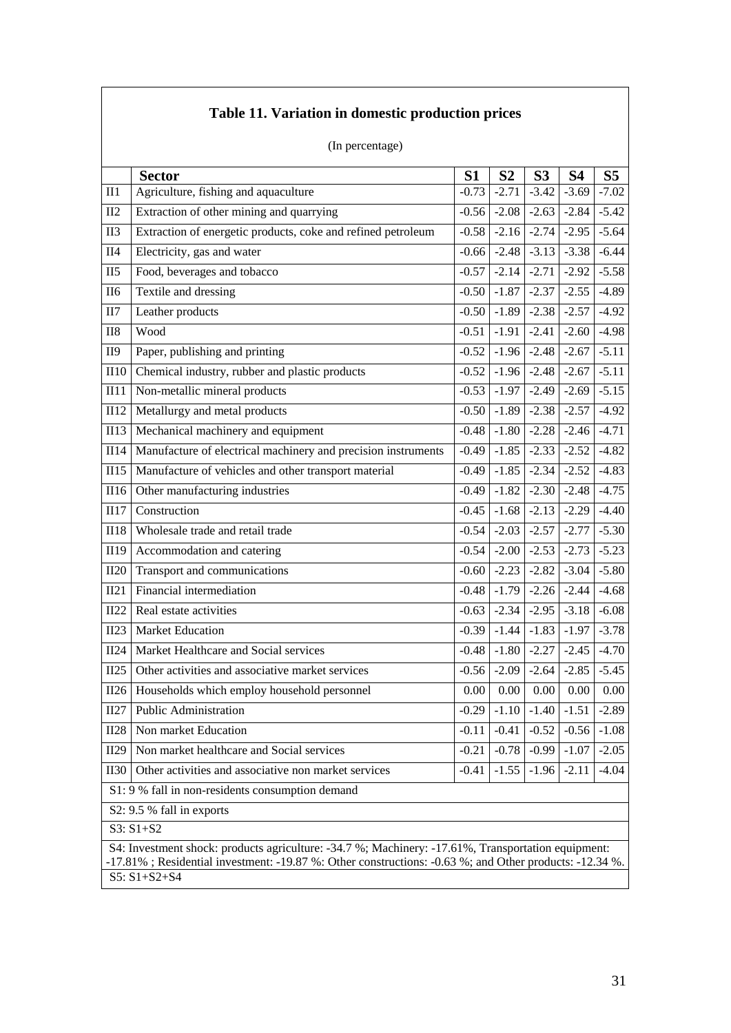## Table 11. Variation in domestic production prices

(In percentage)

| | Sector | S1 | S2 | S3 | S4 | S5 |
|---|---|---|---|---|---|---|
| II1 | Agriculture, fishing and aquaculture | -0.73 | -2.71 | -3.42 | -3.69 | -7.02 |
| II2 | Extraction of other mining and quarrying | -0.56 | -2.08 | -2.63 | -2.84 | -5.42 |
| II3 | Extraction of energetic products, coke and refined petroleum | -0.58 | -2.16 | -2.74 | -2.95 | -5.64 |
| II4 | Electricity, gas and water | -0.66 | -2.48 | -3.13 | -3.38 | -6.44 |
| II5 | Food, beverages and tobacco | -0.57 | -2.14 | -2.71 | -2.92 | -5.58 |
| II6 | Textile and dressing | -0.50 | -1.87 | -2.37 | -2.55 | -4.89 |
| II7 | Leather products | -0.50 | -1.89 | -2.38 | -2.57 | -4.92 |
| II8 | Wood | -0.51 | -1.91 | -2.41 | -2.60 | -4.98 |
| II9 | Paper, publishing and printing | -0.52 | -1.96 | -2.48 | -2.67 | -5.11 |
| II10 | Chemical industry, rubber and plastic products | -0.52 | -1.96 | -2.48 | -2.67 | -5.11 |
| II11 | Non-metallic mineral products | -0.53 | -1.97 | -2.49 | -2.69 | -5.15 |
| II12 | Metallurgy and metal products | -0.50 | -1.89 | -2.38 | -2.57 | -4.92 |
| II13 | Mechanical machinery and equipment | -0.48 | -1.80 | -2.28 | -2.46 | -4.71 |
| II14 | Manufacture of electrical machinery and precision instruments | -0.49 | -1.85 | -2.33 | -2.52 | -4.82 |
| II15 | Manufacture of vehicles and other transport material | -0.49 | -1.85 | -2.34 | -2.52 | -4.83 |
| II16 | Other manufacturing industries | -0.49 | -1.82 | -2.30 | -2.48 | -4.75 |
| II17 | Construction | -0.45 | -1.68 | -2.13 | -2.29 | -4.40 |
| II18 | Wholesale trade and retail trade | -0.54 | -2.03 | -2.57 | -2.77 | -5.30 |
| II19 | Accommodation and catering | -0.54 | -2.00 | -2.53 | -2.73 | -5.23 |
| II20 | Transport and communications | -0.60 | -2.23 | -2.82 | -3.04 | -5.80 |
| II21 | Financial intermediation | -0.48 | -1.79 | -2.26 | -2.44 | -4.68 |
| II22 | Real estate activities | -0.63 | -2.34 | -2.95 | -3.18 | -6.08 |
| II23 | Market Education | -0.39 | -1.44 | -1.83 | -1.97 | -3.78 |
| II24 | Market Healthcare and Social services | -0.48 | -1.80 | -2.27 | -2.45 | -4.70 |
| II25 | Other activities and associative market services | -0.56 | -2.09 | -2.64 | -2.85 | -5.45 |
| II26 | Households which employ household personnel | 0.00 | 0.00 | 0.00 | 0.00 | 0.00 |
| II27 | Public Administration | -0.29 | -1.10 | -1.40 | -1.51 | -2.89 |
| II28 | Non market Education | -0.11 | -0.41 | -0.52 | -0.56 | -1.08 |
| II29 | Non market healthcare and Social services | -0.21 | -0.78 | -0.99 | -1.07 | -2.05 |
| II30 | Other activities and associative non market services | -0.41 | -1.55 | -1.96 | -2.11 | -4.04 |

S1: 9 % fall in non-residents consumption demand

S2: 9.5 % fall in exports

S3: S1+S2

S4: Investment shock: products agriculture: -34.7 %; Machinery: -17.61%, Transportation equipment: -17.81% ; Residential investment: -19.87 %: Other constructions: -0.63 %; and Other products: -12.34 %.

S5: S1+S2+S4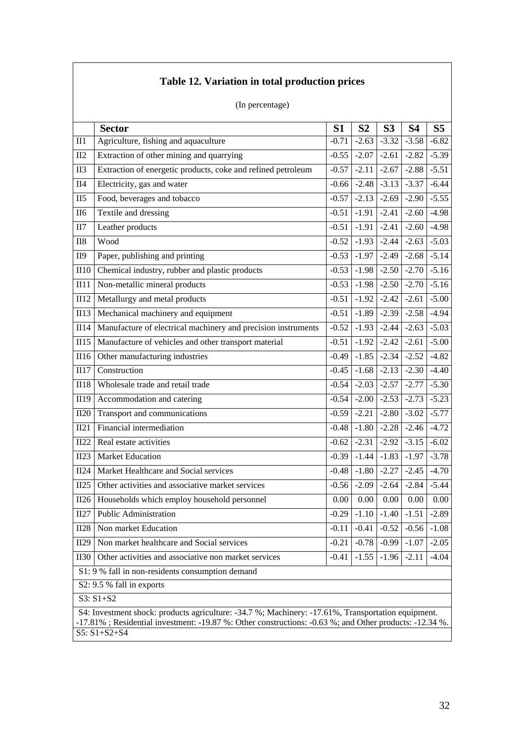### Table 12. Variation in total production prices

(In percentage)

| | Sector | S1 | S2 | S3 | S4 | S5 |
|---|---|---|---|---|---|---|
| II1 | Agriculture, fishing and aquaculture | -0.71 | -2.63 | -3.32 | -3.58 | -6.82 |
| II2 | Extraction of other mining and quarrying | -0.55 | -2.07 | -2.61 | -2.82 | -5.39 |
| II3 | Extraction of energetic products, coke and refined petroleum | -0.57 | -2.11 | -2.67 | -2.88 | -5.51 |
| II4 | Electricity, gas and water | -0.66 | -2.48 | -3.13 | -3.37 | -6.44 |
| II5 | Food, beverages and tobacco | -0.57 | -2.13 | -2.69 | -2.90 | -5.55 |
| II6 | Textile and dressing | -0.51 | -1.91 | -2.41 | -2.60 | -4.98 |
| II7 | Leather products | -0.51 | -1.91 | -2.41 | -2.60 | -4.98 |
| II8 | Wood | -0.52 | -1.93 | -2.44 | -2.63 | -5.03 |
| II9 | Paper, publishing and printing | -0.53 | -1.97 | -2.49 | -2.68 | -5.14 |
| II10 | Chemical industry, rubber and plastic products | -0.53 | -1.98 | -2.50 | -2.70 | -5.16 |
| II11 | Non-metallic mineral products | -0.53 | -1.98 | -2.50 | -2.70 | -5.16 |
| II12 | Metallurgy and metal products | -0.51 | -1.92 | -2.42 | -2.61 | -5.00 |
| II13 | Mechanical machinery and equipment | -0.51 | -1.89 | -2.39 | -2.58 | -4.94 |
| II14 | Manufacture of electrical machinery and precision instruments | -0.52 | -1.93 | -2.44 | -2.63 | -5.03 |
| II15 | Manufacture of vehicles and other transport material | -0.51 | -1.92 | -2.42 | -2.61 | -5.00 |
| II16 | Other manufacturing industries | -0.49 | -1.85 | -2.34 | -2.52 | -4.82 |
| II17 | Construction | -0.45 | -1.68 | -2.13 | -2.30 | -4.40 |
| II18 | Wholesale trade and retail trade | -0.54 | -2.03 | -2.57 | -2.77 | -5.30 |
| II19 | Accommodation and catering | -0.54 | -2.00 | -2.53 | -2.73 | -5.23 |
| II20 | Transport and communications | -0.59 | -2.21 | -2.80 | -3.02 | -5.77 |
| II21 | Financial intermediation | -0.48 | -1.80 | -2.28 | -2.46 | -4.72 |
| II22 | Real estate activities | -0.62 | -2.31 | -2.92 | -3.15 | -6.02 |
| II23 | Market Education | -0.39 | -1.44 | -1.83 | -1.97 | -3.78 |
| II24 | Market Healthcare and Social services | -0.48 | -1.80 | -2.27 | -2.45 | -4.70 |
| II25 | Other activities and associative market services | -0.56 | -2.09 | -2.64 | -2.84 | -5.44 |
| II26 | Households which employ household personnel | 0.00 | 0.00 | 0.00 | 0.00 | 0.00 |
| II27 | Public Administration | -0.29 | -1.10 | -1.40 | -1.51 | -2.89 |
| II28 | Non market Education | -0.11 | -0.41 | -0.52 | -0.56 | -1.08 |
| II29 | Non market healthcare and Social services | -0.21 | -0.78 | -0.99 | -1.07 | -2.05 |
| II30 | Other activities and associative non market services | -0.41 | -1.55 | -1.96 | -2.11 | -4.04 |

S1: 9 % fall in non-residents consumption demand

S2: 9.5 % fall in exports

S3: S1+S2

S4: Investment shock: products agriculture: -34.7 %; Machinery: -17.61%, Transportation equipment. -17.81% ; Residential investment: -19.87 %: Other constructions: -0.63 %; and Other products: -12.34 %.

S5: S1+S2+S4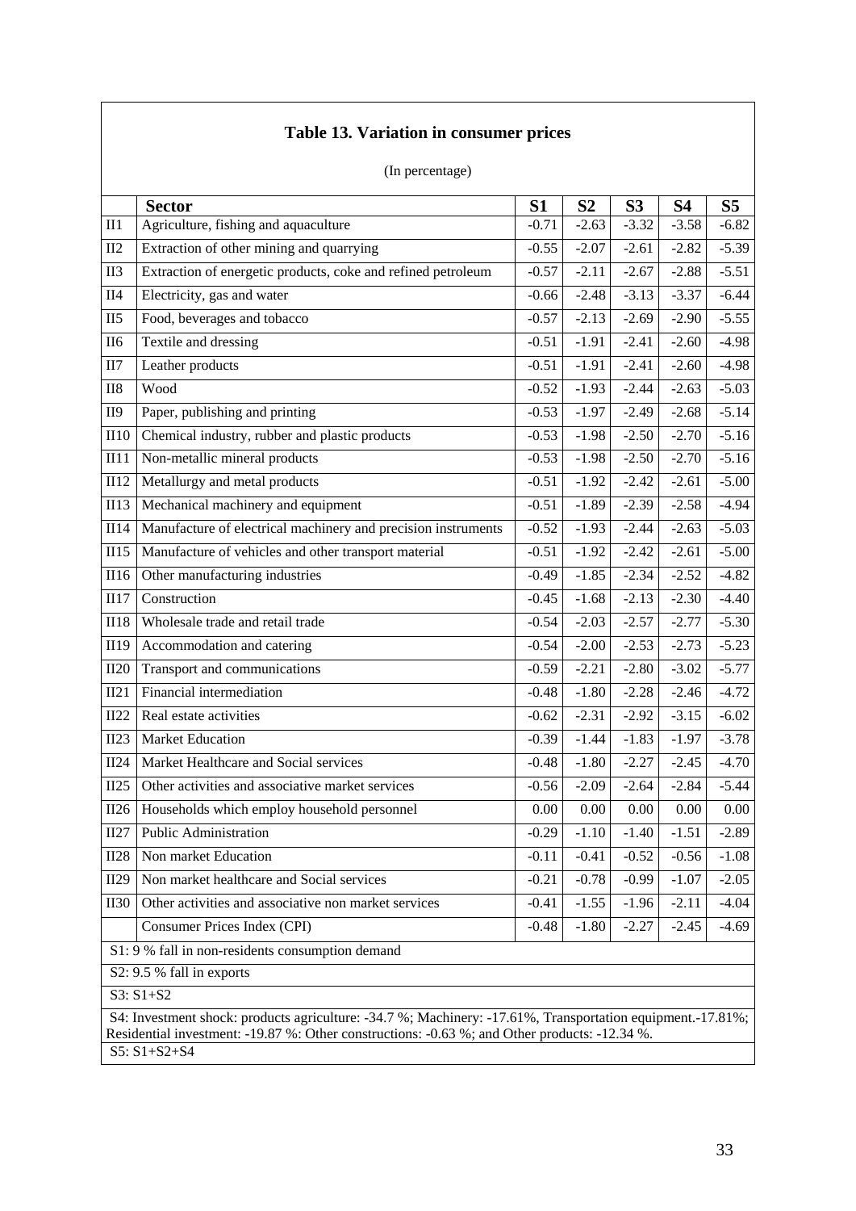## Table 13. Variation in consumer prices

(In percentage)

| | Sector | S1 | S2 | S3 | S4 | S5 |
|---|---|---|---|---|---|---|
| II1 | Agriculture, fishing and aquaculture | -0.71 | -2.63 | -3.32 | -3.58 | -6.82 |
| II2 | Extraction of other mining and quarrying | -0.55 | -2.07 | -2.61 | -2.82 | -5.39 |
| II3 | Extraction of energetic products, coke and refined petroleum | -0.57 | -2.11 | -2.67 | -2.88 | -5.51 |
| II4 | Electricity, gas and water | -0.66 | -2.48 | -3.13 | -3.37 | -6.44 |
| II5 | Food, beverages and tobacco | -0.57 | -2.13 | -2.69 | -2.90 | -5.55 |
| II6 | Textile and dressing | -0.51 | -1.91 | -2.41 | -2.60 | -4.98 |
| II7 | Leather products | -0.51 | -1.91 | -2.41 | -2.60 | -4.98 |
| II8 | Wood | -0.52 | -1.93 | -2.44 | -2.63 | -5.03 |
| II9 | Paper, publishing and printing | -0.53 | -1.97 | -2.49 | -2.68 | -5.14 |
| II10 | Chemical industry, rubber and plastic products | -0.53 | -1.98 | -2.50 | -2.70 | -5.16 |
| II11 | Non-metallic mineral products | -0.53 | -1.98 | -2.50 | -2.70 | -5.16 |
| II12 | Metallurgy and metal products | -0.51 | -1.92 | -2.42 | -2.61 | -5.00 |
| II13 | Mechanical machinery and equipment | -0.51 | -1.89 | -2.39 | -2.58 | -4.94 |
| II14 | Manufacture of electrical machinery and precision instruments | -0.52 | -1.93 | -2.44 | -2.63 | -5.03 |
| II15 | Manufacture of vehicles and other transport material | -0.51 | -1.92 | -2.42 | -2.61 | -5.00 |
| II16 | Other manufacturing industries | -0.49 | -1.85 | -2.34 | -2.52 | -4.82 |
| II17 | Construction | -0.45 | -1.68 | -2.13 | -2.30 | -4.40 |
| II18 | Wholesale trade and retail trade | -0.54 | -2.03 | -2.57 | -2.77 | -5.30 |
| II19 | Accommodation and catering | -0.54 | -2.00 | -2.53 | -2.73 | -5.23 |
| II20 | Transport and communications | -0.59 | -2.21 | -2.80 | -3.02 | -5.77 |
| II21 | Financial intermediation | -0.48 | -1.80 | -2.28 | -2.46 | -4.72 |
| II22 | Real estate activities | -0.62 | -2.31 | -2.92 | -3.15 | -6.02 |
| II23 | Market Education | -0.39 | -1.44 | -1.83 | -1.97 | -3.78 |
| II24 | Market Healthcare and Social services | -0.48 | -1.80 | -2.27 | -2.45 | -4.70 |
| II25 | Other activities and associative market services | -0.56 | -2.09 | -2.64 | -2.84 | -5.44 |
| II26 | Households which employ household personnel | 0.00 | 0.00 | 0.00 | 0.00 | 0.00 |
| II27 | Public Administration | -0.29 | -1.10 | -1.40 | -1.51 | -2.89 |
| II28 | Non market Education | -0.11 | -0.41 | -0.52 | -0.56 | -1.08 |
| II29 | Non market healthcare and Social services | -0.21 | -0.78 | -0.99 | -1.07 | -2.05 |
| II30 | Other activities and associative non market services | -0.41 | -1.55 | -1.96 | -2.11 | -4.04 |
| | Consumer Prices Index (CPI) | -0.48 | -1.80 | -2.27 | -2.45 | -4.69 |

S1: 9 % fall in non-residents consumption demand

S2: 9.5 % fall in exports

S3: S1+S2

S4: Investment shock: products agriculture: -34.7 %; Machinery: -17.61%, Transportation equipment.-17.81%; Residential investment: -19.87 %: Other constructions: -0.63 %; and Other products: -12.34 %.

S5: S1+S2+S4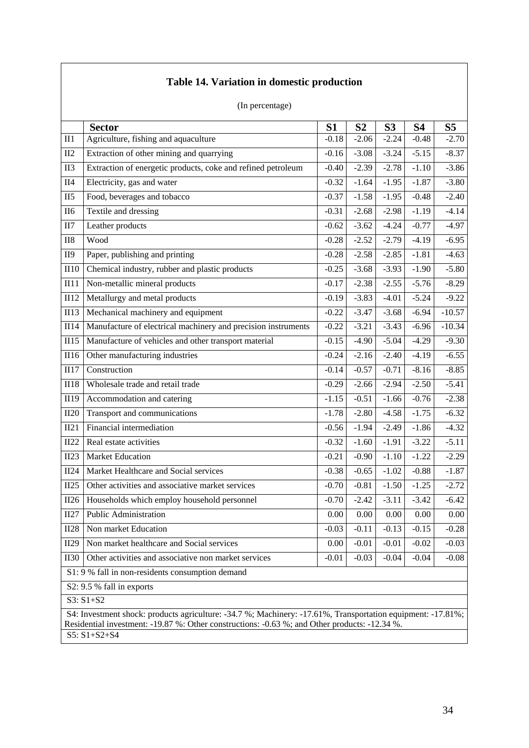**Table 14. Variation in domestic production**

(In percentage)

| | Sector | S1 | S2 | S3 | S4 | S5 |
|---|---|---|---|---|---|---|
| II1 | Agriculture, fishing and aquaculture | -0.18 | -2.06 | -2.24 | -0.48 | -2.70 |
| II2 | Extraction of other mining and quarrying | -0.16 | -3.08 | -3.24 | -5.15 | -8.37 |
| II3 | Extraction of energetic products, coke and refined petroleum | -0.40 | -2.39 | -2.78 | -1.10 | -3.86 |
| II4 | Electricity, gas and water | -0.32 | -1.64 | -1.95 | -1.87 | -3.80 |
| II5 | Food, beverages and tobacco | -0.37 | -1.58 | -1.95 | -0.48 | -2.40 |
| II6 | Textile and dressing | -0.31 | -2.68 | -2.98 | -1.19 | -4.14 |
| II7 | Leather products | -0.62 | -3.62 | -4.24 | -0.77 | -4.97 |
| II8 | Wood | -0.28 | -2.52 | -2.79 | -4.19 | -6.95 |
| II9 | Paper, publishing and printing | -0.28 | -2.58 | -2.85 | -1.81 | -4.63 |
| II10 | Chemical industry, rubber and plastic products | -0.25 | -3.68 | -3.93 | -1.90 | -5.80 |
| II11 | Non-metallic mineral products | -0.17 | -2.38 | -2.55 | -5.76 | -8.29 |
| II12 | Metallurgy and metal products | -0.19 | -3.83 | -4.01 | -5.24 | -9.22 |
| II13 | Mechanical machinery and equipment | -0.22 | -3.47 | -3.68 | -6.94 | -10.57 |
| II14 | Manufacture of electrical machinery and precision instruments | -0.22 | -3.21 | -3.43 | -6.96 | -10.34 |
| II15 | Manufacture of vehicles and other transport material | -0.15 | -4.90 | -5.04 | -4.29 | -9.30 |
| II16 | Other manufacturing industries | -0.24 | -2.16 | -2.40 | -4.19 | -6.55 |
| II17 | Construction | -0.14 | -0.57 | -0.71 | -8.16 | -8.85 |
| II18 | Wholesale trade and retail trade | -0.29 | -2.66 | -2.94 | -2.50 | -5.41 |
| II19 | Accommodation and catering | -1.15 | -0.51 | -1.66 | -0.76 | -2.38 |
| II20 | Transport and communications | -1.78 | -2.80 | -4.58 | -1.75 | -6.32 |
| II21 | Financial intermediation | -0.56 | -1.94 | -2.49 | -1.86 | -4.32 |
| II22 | Real estate activities | -0.32 | -1.60 | -1.91 | -3.22 | -5.11 |
| II23 | Market Education | -0.21 | -0.90 | -1.10 | -1.22 | -2.29 |
| II24 | Market Healthcare and Social services | -0.38 | -0.65 | -1.02 | -0.88 | -1.87 |
| II25 | Other activities and associative market services | -0.70 | -0.81 | -1.50 | -1.25 | -2.72 |
| II26 | Households which employ household personnel | -0.70 | -2.42 | -3.11 | -3.42 | -6.42 |
| II27 | Public Administration | 0.00 | 0.00 | 0.00 | 0.00 | 0.00 |
| II28 | Non market Education | -0.03 | -0.11 | -0.13 | -0.15 | -0.28 |
| II29 | Non market healthcare and Social services | 0.00 | -0.01 | -0.01 | -0.02 | -0.03 |
| II30 | Other activities and associative non market services | -0.01 | -0.03 | -0.04 | -0.04 | -0.08 |

S1: 9 % fall in non-residents consumption demand

S2: 9.5 % fall in exports

S3: S1+S2

S4: Investment shock: products agriculture: -34.7 %; Machinery: -17.61%, Transportation equipment: -17.81%; Residential investment: -19.87 %: Other constructions: -0.63 %; and Other products: -12.34 %.

S5: S1+S2+S4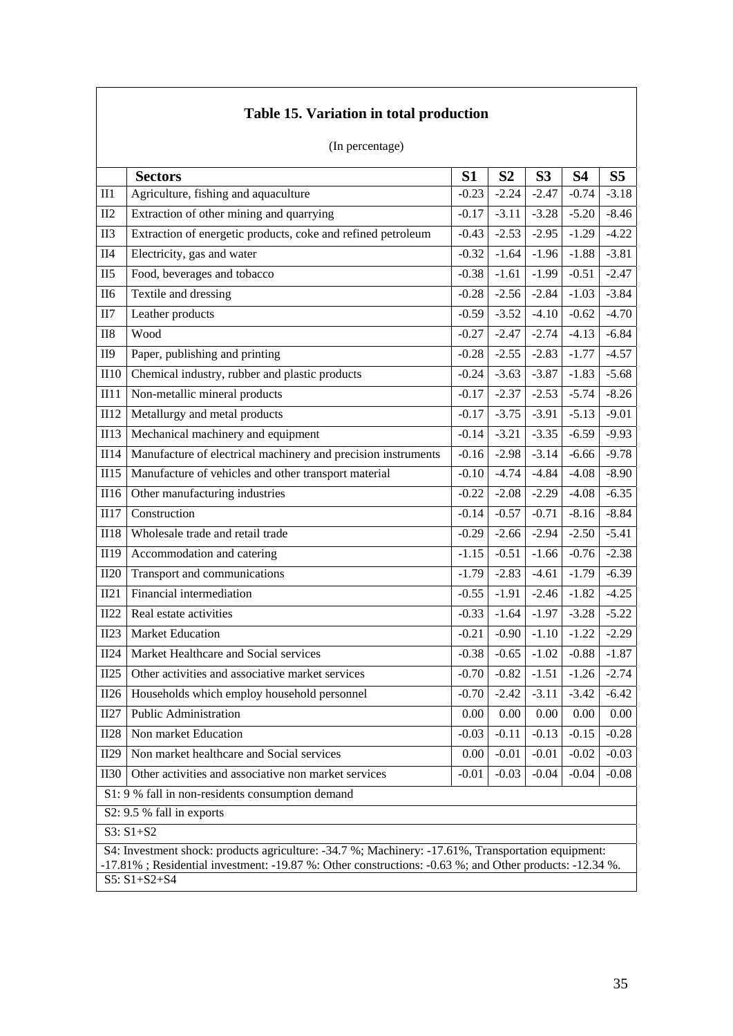# Table 15. Variation in total production

(In percentage)

| | Sectors | S1 | S2 | S3 | S4 | S5 |
|---|---|---|---|---|---|---|
| II1 | Agriculture, fishing and aquaculture | -0.23 | -2.24 | -2.47 | -0.74 | -3.18 |
| II2 | Extraction of other mining and quarrying | -0.17 | -3.11 | -3.28 | -5.20 | -8.46 |
| II3 | Extraction of energetic products, coke and refined petroleum | -0.43 | -2.53 | -2.95 | -1.29 | -4.22 |
| II4 | Electricity, gas and water | -0.32 | -1.64 | -1.96 | -1.88 | -3.81 |
| II5 | Food, beverages and tobacco | -0.38 | -1.61 | -1.99 | -0.51 | -2.47 |
| II6 | Textile and dressing | -0.28 | -2.56 | -2.84 | -1.03 | -3.84 |
| II7 | Leather products | -0.59 | -3.52 | -4.10 | -0.62 | -4.70 |
| II8 | Wood | -0.27 | -2.47 | -2.74 | -4.13 | -6.84 |
| II9 | Paper, publishing and printing | -0.28 | -2.55 | -2.83 | -1.77 | -4.57 |
| II10 | Chemical industry, rubber and plastic products | -0.24 | -3.63 | -3.87 | -1.83 | -5.68 |
| II11 | Non-metallic mineral products | -0.17 | -2.37 | -2.53 | -5.74 | -8.26 |
| II12 | Metallurgy and metal products | -0.17 | -3.75 | -3.91 | -5.13 | -9.01 |
| II13 | Mechanical machinery and equipment | -0.14 | -3.21 | -3.35 | -6.59 | -9.93 |
| II14 | Manufacture of electrical machinery and precision instruments | -0.16 | -2.98 | -3.14 | -6.66 | -9.78 |
| II15 | Manufacture of vehicles and other transport material | -0.10 | -4.74 | -4.84 | -4.08 | -8.90 |
| II16 | Other manufacturing industries | -0.22 | -2.08 | -2.29 | -4.08 | -6.35 |
| II17 | Construction | -0.14 | -0.57 | -0.71 | -8.16 | -8.84 |
| II18 | Wholesale trade and retail trade | -0.29 | -2.66 | -2.94 | -2.50 | -5.41 |
| II19 | Accommodation and catering | -1.15 | -0.51 | -1.66 | -0.76 | -2.38 |
| II20 | Transport and communications | -1.79 | -2.83 | -4.61 | -1.79 | -6.39 |
| II21 | Financial intermediation | -0.55 | -1.91 | -2.46 | -1.82 | -4.25 |
| II22 | Real estate activities | -0.33 | -1.64 | -1.97 | -3.28 | -5.22 |
| II23 | Market Education | -0.21 | -0.90 | -1.10 | -1.22 | -2.29 |
| II24 | Market Healthcare and Social services | -0.38 | -0.65 | -1.02 | -0.88 | -1.87 |
| II25 | Other activities and associative market services | -0.70 | -0.82 | -1.51 | -1.26 | -2.74 |
| II26 | Households which employ household personnel | -0.70 | -2.42 | -3.11 | -3.42 | -6.42 |
| II27 | Public Administration | 0.00 | 0.00 | 0.00 | 0.00 | 0.00 |
| II28 | Non market Education | -0.03 | -0.11 | -0.13 | -0.15 | -0.28 |
| II29 | Non market healthcare and Social services | 0.00 | -0.01 | -0.01 | -0.02 | -0.03 |
| II30 | Other activities and associative non market services | -0.01 | -0.03 | -0.04 | -0.04 | -0.08 |

S1: 9 % fall in non-residents consumption demand

S2: 9.5 % fall in exports

S3: S1+S2

S4: Investment shock: products agriculture: -34.7 %; Machinery: -17.61%, Transportation equipment: -17.81% ; Residential investment: -19.87 %: Other constructions: -0.63 %; and Other products: -12.34 %.

S5: S1+S2+S4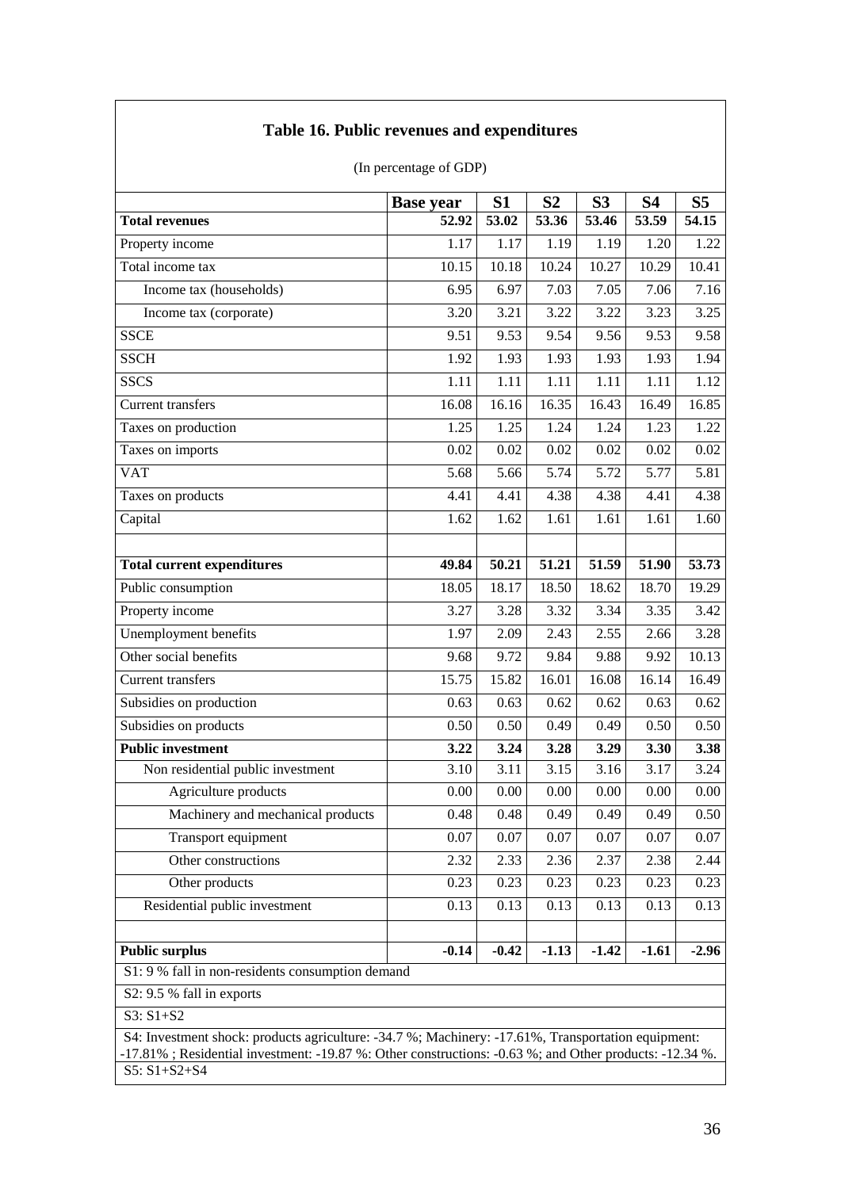## Table 16. Public revenues and expenditures

(In percentage of GDP)

| | Base year | S1 | S2 | S3 | S4 | S5 |
|---|---|---|---|---|---|---|
| **Total revenues** | **52.92** | **53.02** | **53.36** | **53.46** | **53.59** | **54.15** |
| Property income | 1.17 | 1.17 | 1.19 | 1.19 | 1.20 | 1.22 |
| Total income tax | 10.15 | 10.18 | 10.24 | 10.27 | 10.29 | 10.41 |
| Income tax (households) | 6.95 | 6.97 | 7.03 | 7.05 | 7.06 | 7.16 |
| Income tax (corporate) | 3.20 | 3.21 | 3.22 | 3.22 | 3.23 | 3.25 |
| SSCE | 9.51 | 9.53 | 9.54 | 9.56 | 9.53 | 9.58 |
| SSCH | 1.92 | 1.93 | 1.93 | 1.93 | 1.93 | 1.94 |
| SSCS | 1.11 | 1.11 | 1.11 | 1.11 | 1.11 | 1.12 |
| Current transfers | 16.08 | 16.16 | 16.35 | 16.43 | 16.49 | 16.85 |
| Taxes on production | 1.25 | 1.25 | 1.24 | 1.24 | 1.23 | 1.22 |
| Taxes on imports | 0.02 | 0.02 | 0.02 | 0.02 | 0.02 | 0.02 |
| VAT | 5.68 | 5.66 | 5.74 | 5.72 | 5.77 | 5.81 |
| Taxes on products | 4.41 | 4.41 | 4.38 | 4.38 | 4.41 | 4.38 |
| Capital | 1.62 | 1.62 | 1.61 | 1.61 | 1.61 | 1.60 |
| | | | | | | |
| **Total current expenditures** | **49.84** | **50.21** | **51.21** | **51.59** | **51.90** | **53.73** |
| Public consumption | 18.05 | 18.17 | 18.50 | 18.62 | 18.70 | 19.29 |
| Property income | 3.27 | 3.28 | 3.32 | 3.34 | 3.35 | 3.42 |
| Unemployment benefits | 1.97 | 2.09 | 2.43 | 2.55 | 2.66 | 3.28 |
| Other social benefits | 9.68 | 9.72 | 9.84 | 9.88 | 9.92 | 10.13 |
| Current transfers | 15.75 | 15.82 | 16.01 | 16.08 | 16.14 | 16.49 |
| Subsidies on production | 0.63 | 0.63 | 0.62 | 0.62 | 0.63 | 0.62 |
| Subsidies on products | 0.50 | 0.50 | 0.49 | 0.49 | 0.50 | 0.50 |
| **Public investment** | **3.22** | **3.24** | **3.28** | **3.29** | **3.30** | **3.38** |
| Non residential public investment | 3.10 | 3.11 | 3.15 | 3.16 | 3.17 | 3.24 |
| Agriculture products | 0.00 | 0.00 | 0.00 | 0.00 | 0.00 | 0.00 |
| Machinery and mechanical products | 0.48 | 0.48 | 0.49 | 0.49 | 0.49 | 0.50 |
| Transport equipment | 0.07 | 0.07 | 0.07 | 0.07 | 0.07 | 0.07 |
| Other constructions | 2.32 | 2.33 | 2.36 | 2.37 | 2.38 | 2.44 |
| Other products | 0.23 | 0.23 | 0.23 | 0.23 | 0.23 | 0.23 |
| Residential public investment | 0.13 | 0.13 | 0.13 | 0.13 | 0.13 | 0.13 |
| | | | | | | |
| **Public surplus** | **-0.14** | **-0.42** | **-1.13** | **-1.42** | **-1.61** | **-2.96** |

S1: 9 % fall in non-residents consumption demand

S2: 9.5 % fall in exports

S3: S1+S2

S4: Investment shock: products agriculture: -34.7 %; Machinery: -17.61%, Transportation equipment: -17.81% ; Residential investment: -19.87 %: Other constructions: -0.63 %; and Other products: -12.34 %.

S5: S1+S2+S4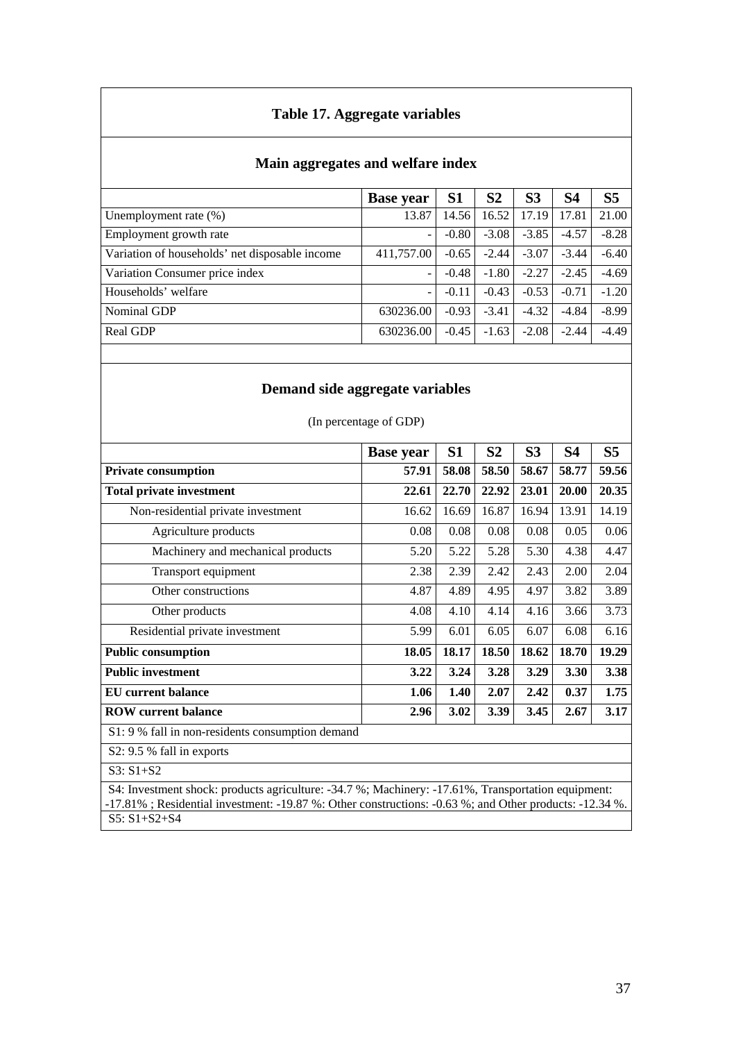### Table 17. Aggregate variables

#### Main aggregates and welfare index

| | Base year | S1 | S2 | S3 | S4 | S5 |
|---|---|---|---|---|---|---|
| Unemployment rate (%) | 13.87 | 14.56 | 16.52 | 17.19 | 17.81 | 21.00 |
| Employment growth rate | - | -0.80 | -3.08 | -3.85 | -4.57 | -8.28 |
| Variation of households' net disposable income | 411,757.00 | -0.65 | -2.44 | -3.07 | -3.44 | -6.40 |
| Variation Consumer price index | - | -0.48 | -1.80 | -2.27 | -2.45 | -4.69 |
| Households' welfare | - | -0.11 | -0.43 | -0.53 | -0.71 | -1.20 |
| Nominal GDP | 630236.00 | -0.93 | -3.41 | -4.32 | -4.84 | -8.99 |
| Real GDP | 630236.00 | -0.45 | -1.63 | -2.08 | -2.44 | -4.49 |

#### Demand side aggregate variables

(In percentage of GDP)

| | Base year | S1 | S2 | S3 | S4 | S5 |
|---|---|---|---|---|---|---|
| **Private consumption** | **57.91** | **58.08** | **58.50** | **58.67** | **58.77** | **59.56** |
| **Total private investment** | **22.61** | **22.70** | **22.92** | **23.01** | **20.00** | **20.35** |
| Non-residential private investment | 16.62 | 16.69 | 16.87 | 16.94 | 13.91 | 14.19 |
| Agriculture products | 0.08 | 0.08 | 0.08 | 0.08 | 0.05 | 0.06 |
| Machinery and mechanical products | 5.20 | 5.22 | 5.28 | 5.30 | 4.38 | 4.47 |
| Transport equipment | 2.38 | 2.39 | 2.42 | 2.43 | 2.00 | 2.04 |
| Other constructions | 4.87 | 4.89 | 4.95 | 4.97 | 3.82 | 3.89 |
| Other products | 4.08 | 4.10 | 4.14 | 4.16 | 3.66 | 3.73 |
| Residential private investment | 5.99 | 6.01 | 6.05 | 6.07 | 6.08 | 6.16 |
| **Public consumption** | **18.05** | **18.17** | **18.50** | **18.62** | **18.70** | **19.29** |
| **Public investment** | **3.22** | **3.24** | **3.28** | **3.29** | **3.30** | **3.38** |
| **EU current balance** | **1.06** | **1.40** | **2.07** | **2.42** | **0.37** | **1.75** |
| **ROW current balance** | **2.96** | **3.02** | **3.39** | **3.45** | **2.67** | **3.17** |

S1: 9 % fall in non-residents consumption demand

S2: 9.5 % fall in exports

S3: S1+S2

S4: Investment shock: products agriculture: -34.7 %; Machinery: -17.61%, Transportation equipment: -17.81% ; Residential investment: -19.87 %: Other constructions: -0.63 %; and Other products: -12.34 %.

S5: S1+S2+S4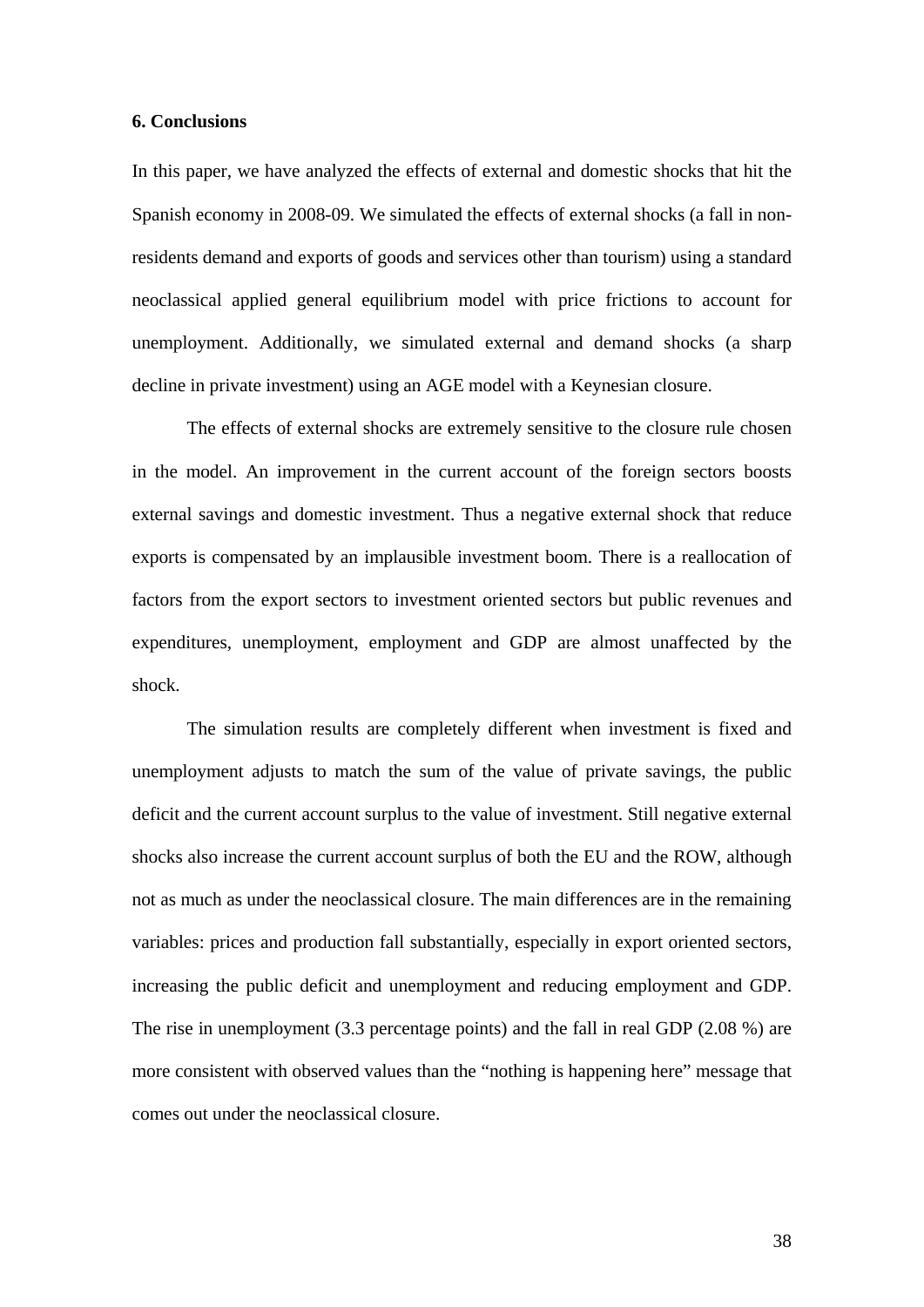## 6. Conclusions

In this paper, we have analyzed the effects of external and domestic shocks that hit the Spanish economy in 2008-09. We simulated the effects of external shocks (a fall in non-residents demand and exports of goods and services other than tourism) using a standard neoclassical applied general equilibrium model with price frictions to account for unemployment. Additionally, we simulated external and demand shocks (a sharp decline in private investment) using an AGE model with a Keynesian closure.

The effects of external shocks are extremely sensitive to the closure rule chosen in the model. An improvement in the current account of the foreign sectors boosts external savings and domestic investment. Thus a negative external shock that reduce exports is compensated by an implausible investment boom. There is a reallocation of factors from the export sectors to investment oriented sectors but public revenues and expenditures, unemployment, employment and GDP are almost unaffected by the shock.

The simulation results are completely different when investment is fixed and unemployment adjusts to match the sum of the value of private savings, the public deficit and the current account surplus to the value of investment. Still negative external shocks also increase the current account surplus of both the EU and the ROW, although not as much as under the neoclassical closure. The main differences are in the remaining variables: prices and production fall substantially, especially in export oriented sectors, increasing the public deficit and unemployment and reducing employment and GDP. The rise in unemployment (3.3 percentage points) and the fall in real GDP (2.08 %) are more consistent with observed values than the "nothing is happening here" message that comes out under the neoclassical closure.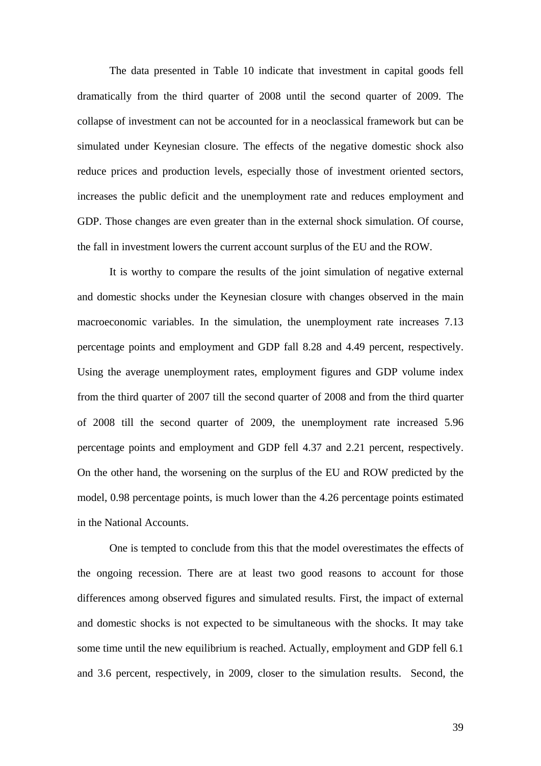The data presented in Table 10 indicate that investment in capital goods fell dramatically from the third quarter of 2008 until the second quarter of 2009. The collapse of investment can not be accounted for in a neoclassical framework but can be simulated under Keynesian closure. The effects of the negative domestic shock also reduce prices and production levels, especially those of investment oriented sectors, increases the public deficit and the unemployment rate and reduces employment and GDP. Those changes are even greater than in the external shock simulation. Of course, the fall in investment lowers the current account surplus of the EU and the ROW.

It is worthy to compare the results of the joint simulation of negative external and domestic shocks under the Keynesian closure with changes observed in the main macroeconomic variables. In the simulation, the unemployment rate increases 7.13 percentage points and employment and GDP fall 8.28 and 4.49 percent, respectively. Using the average unemployment rates, employment figures and GDP volume index from the third quarter of 2007 till the second quarter of 2008 and from the third quarter of 2008 till the second quarter of 2009, the unemployment rate increased 5.96 percentage points and employment and GDP fell 4.37 and 2.21 percent, respectively. On the other hand, the worsening on the surplus of the EU and ROW predicted by the model, 0.98 percentage points, is much lower than the 4.26 percentage points estimated in the National Accounts.

One is tempted to conclude from this that the model overestimates the effects of the ongoing recession. There are at least two good reasons to account for those differences among observed figures and simulated results. First, the impact of external and domestic shocks is not expected to be simultaneous with the shocks. It may take some time until the new equilibrium is reached. Actually, employment and GDP fell 6.1 and 3.6 percent, respectively, in 2009, closer to the simulation results. Second, the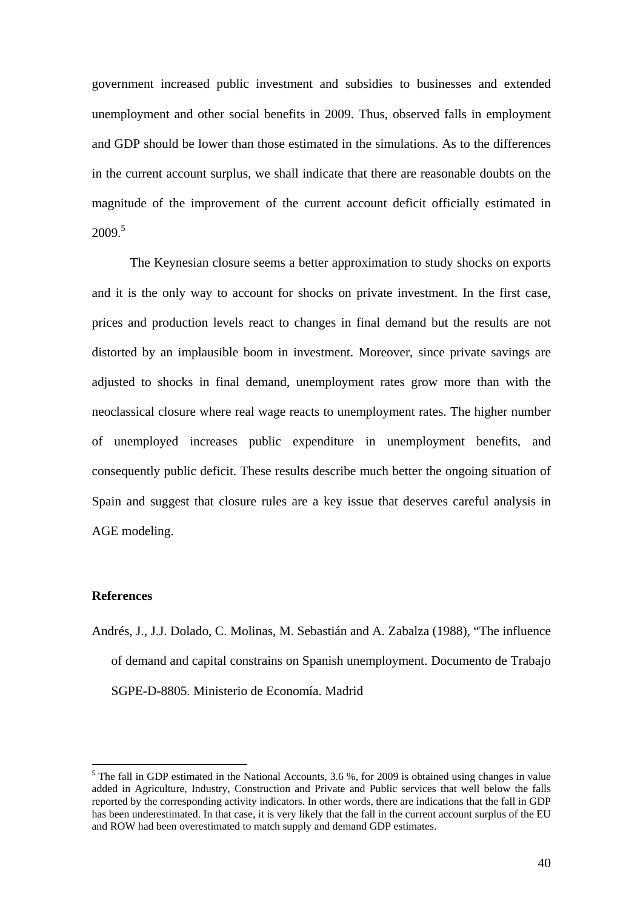government increased public investment and subsidies to businesses and extended unemployment and other social benefits in 2009. Thus, observed falls in employment and GDP should be lower than those estimated in the simulations. As to the differences in the current account surplus, we shall indicate that there are reasonable doubts on the magnitude of the improvement of the current account deficit officially estimated in 2009.[5]

The Keynesian closure seems a better approximation to study shocks on exports and it is the only way to account for shocks on private investment. In the first case, prices and production levels react to changes in final demand but the results are not distorted by an implausible boom in investment. Moreover, since private savings are adjusted to shocks in final demand, unemployment rates grow more than with the neoclassical closure where real wage reacts to unemployment rates. The higher number of unemployed increases public expenditure in unemployment benefits, and consequently public deficit. These results describe much better the ongoing situation of Spain and suggest that closure rules are a key issue that deserves careful analysis in AGE modeling.

**References**

Andrés, J., J.J. Dolado, C. Molinas, M. Sebastián and A. Zabalza (1988), "The influence of demand and capital constrains on Spanish unemployment. Documento de Trabajo SGPE-D-8805. Ministerio de Economía. Madrid

---

[5] The fall in GDP estimated in the National Accounts, 3.6 %, for 2009 is obtained using changes in value added in Agriculture, Industry, Construction and Private and Public services that well below the falls reported by the corresponding activity indicators. In other words, there are indications that the fall in GDP has been underestimated. In that case, it is very likely that the fall in the current account surplus of the EU and ROW had been overestimated to match supply and demand GDP estimates.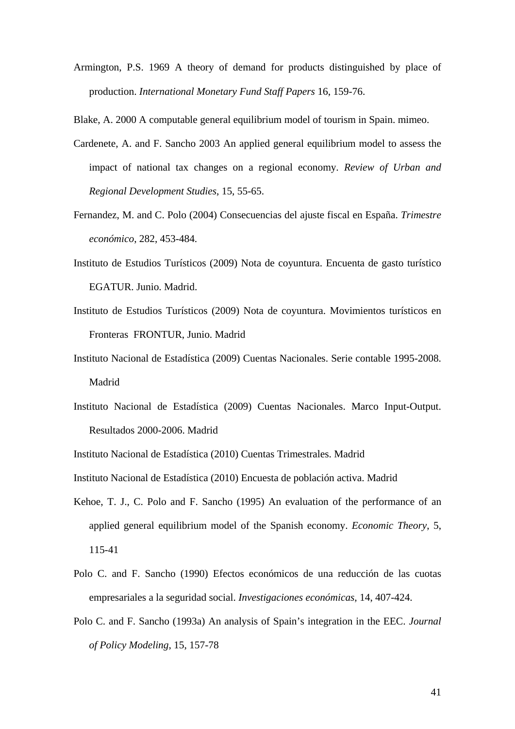Armington, P.S. 1969 A theory of demand for products distinguished by place of production. *International Monetary Fund Staff Papers* 16, 159-76.

Blake, A. 2000 A computable general equilibrium model of tourism in Spain. mimeo.

Cardenete, A. and F. Sancho 2003 An applied general equilibrium model to assess the impact of national tax changes on a regional economy. *Review of Urban and Regional Development Studies*, 15, 55-65.

Fernandez, M. and C. Polo (2004) Consecuencias del ajuste fiscal en España. *Trimestre económico*, 282, 453-484.

Instituto de Estudios Turísticos (2009) Nota de coyuntura. Encuenta de gasto turístico EGATUR. Junio. Madrid.

Instituto de Estudios Turísticos (2009) Nota de coyuntura. Movimientos turísticos en Fronteras FRONTUR, Junio. Madrid

Instituto Nacional de Estadística (2009) Cuentas Nacionales. Serie contable 1995-2008. Madrid

Instituto Nacional de Estadística (2009) Cuentas Nacionales. Marco Input-Output. Resultados 2000-2006. Madrid

Instituto Nacional de Estadística (2010) Cuentas Trimestrales. Madrid

Instituto Nacional de Estadística (2010) Encuesta de población activa. Madrid

Kehoe, T. J., C. Polo and F. Sancho (1995) An evaluation of the performance of an applied general equilibrium model of the Spanish economy. *Economic Theory*, 5, 115-41

Polo C. and F. Sancho (1990) Efectos económicos de una reducción de las cuotas empresariales a la seguridad social. *Investigaciones económicas*, 14, 407-424.

Polo C. and F. Sancho (1993a) An analysis of Spain's integration in the EEC. *Journal of Policy Modeling*, 15, 157-78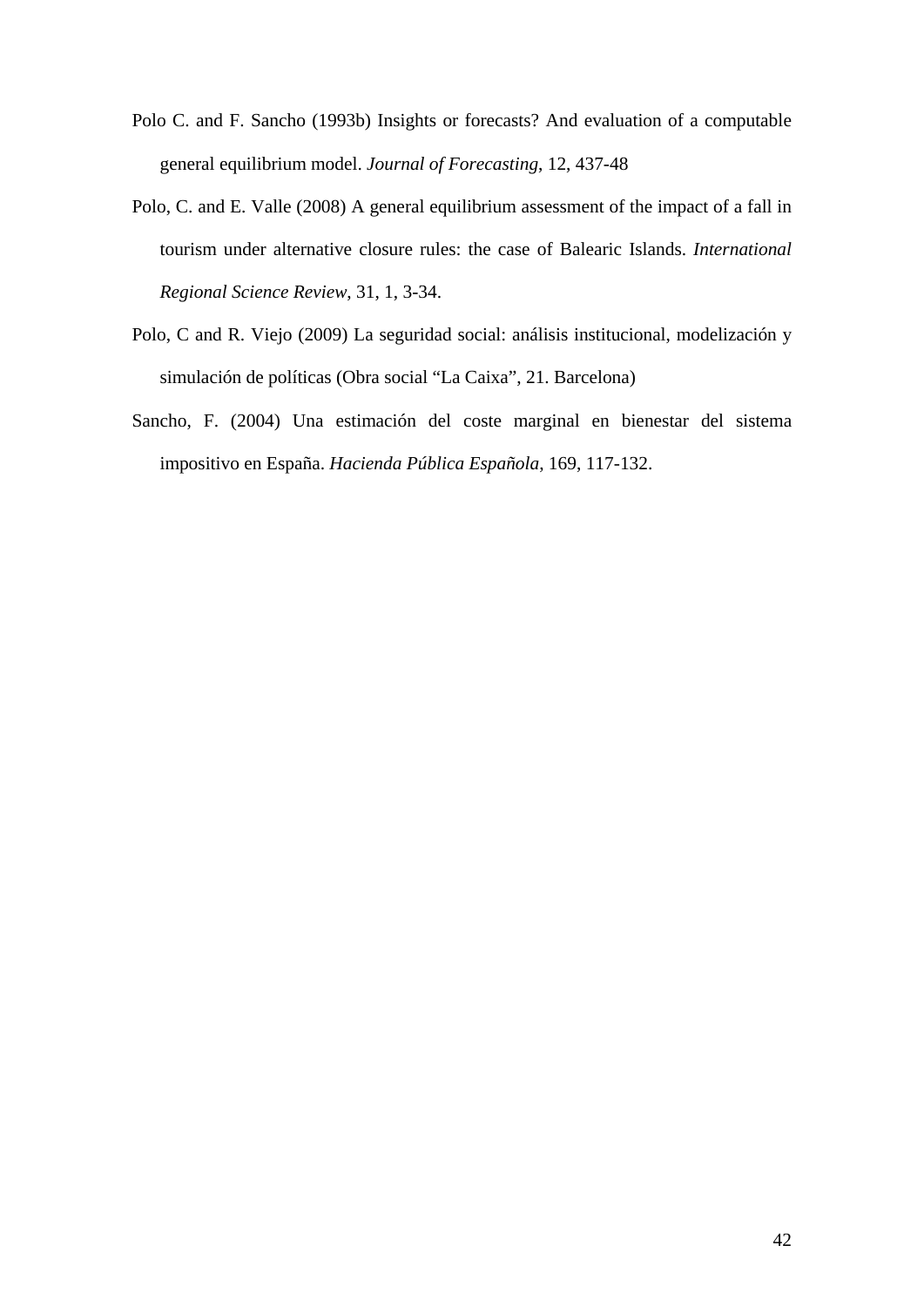Polo C. and F. Sancho (1993b) Insights or forecasts? And evaluation of a computable general equilibrium model. *Journal of Forecasting*, 12, 437-48

Polo, C. and E. Valle (2008) A general equilibrium assessment of the impact of a fall in tourism under alternative closure rules: the case of Balearic Islands. *International Regional Science Review*, 31, 1, 3-34.

Polo, C and R. Viejo (2009) La seguridad social: análisis institucional, modelización y simulación de políticas (Obra social "La Caixa", 21. Barcelona)

Sancho, F. (2004) Una estimación del coste marginal en bienestar del sistema impositivo en España. *Hacienda Pública Española*, 169, 117-132.